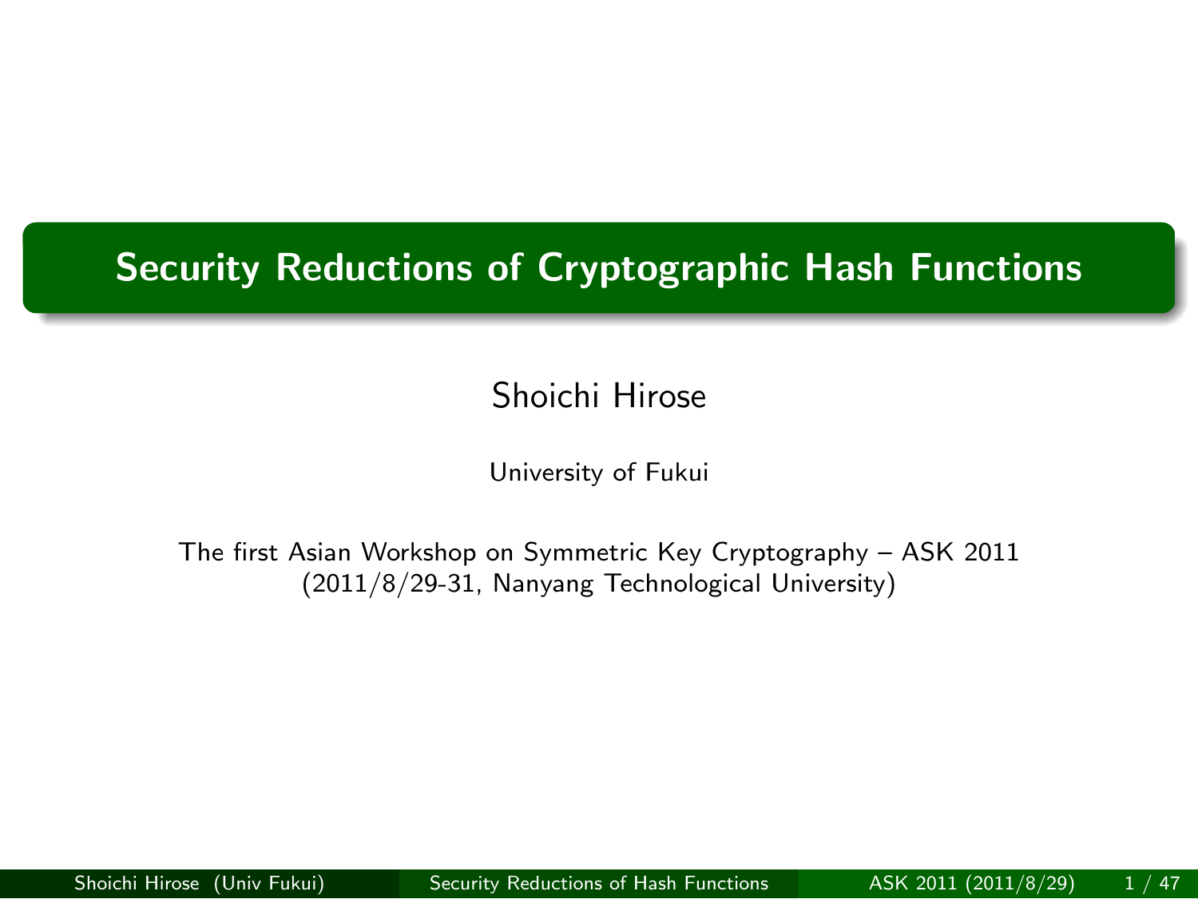# Security Reductions of Cryptographic Hash Functions

Shoichi Hirose

University of Fukui

The first Asian Workshop on Symmetric Key Cryptography – ASK 2011
(2011/8/29-31, Nanyang Technological University)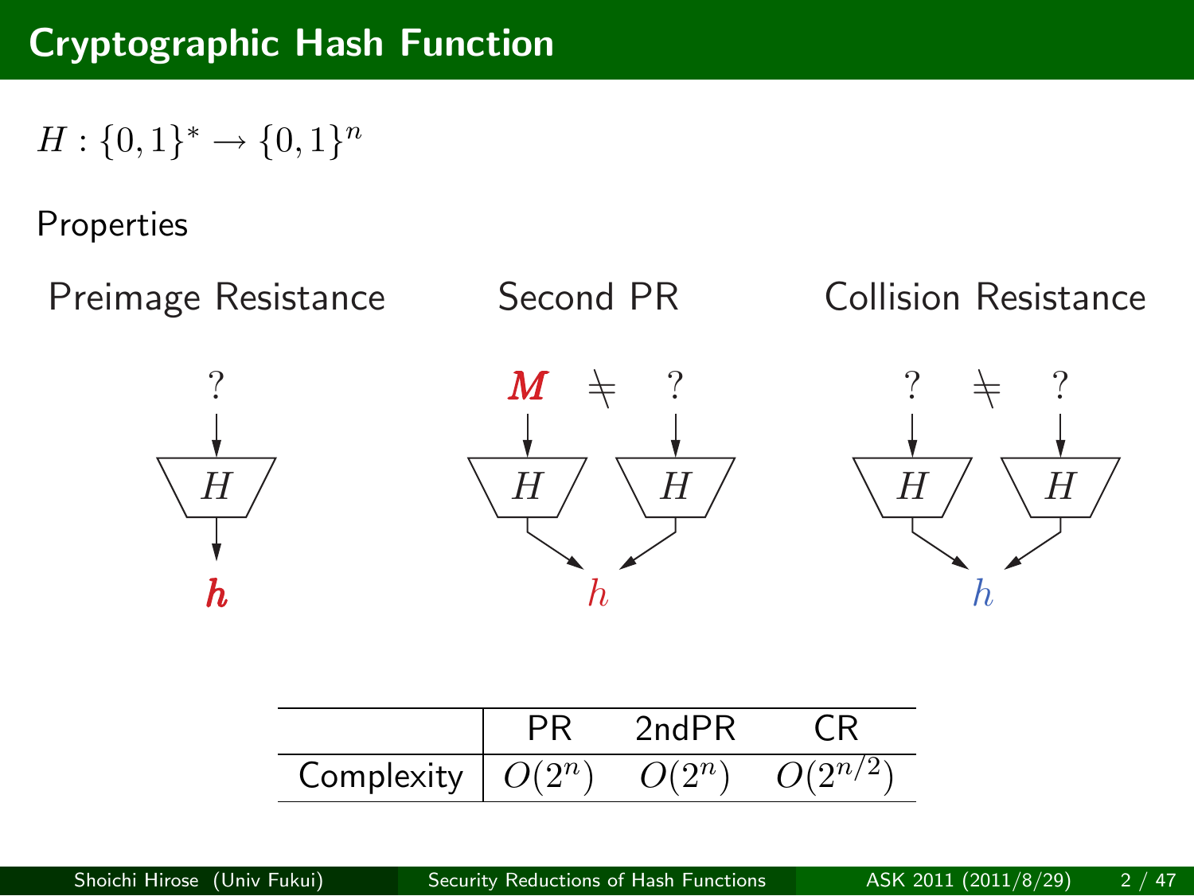# Cryptographic Hash Function

$H : \{0,1\}^* \rightarrow \{0,1\}^n$

Properties

Preimage Resistance

Second PR

Collision Resistance

| | PR | 2ndPR | CR |
|---|---|---|---|
| Complexity | $O(2^n)$ | $O(2^n)$ | $O(2^{n/2})$ |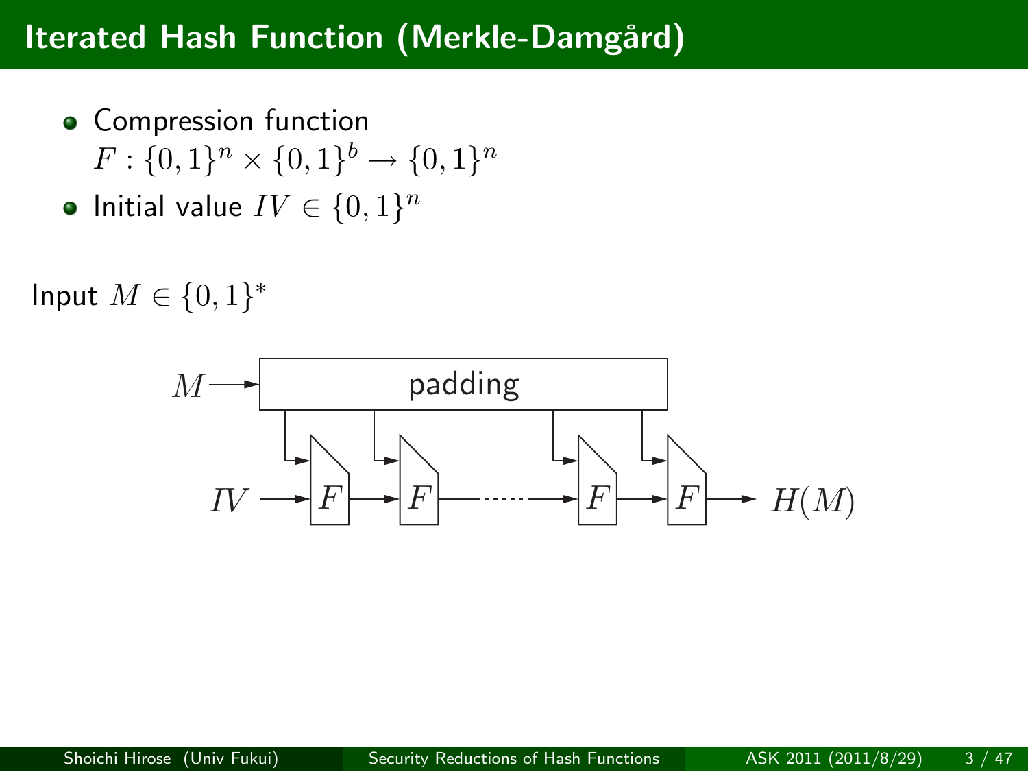# Iterated Hash Function (Merkle-Damgård)

- Compression function
  $F : \{0,1\}^n \times \{0,1\}^b \rightarrow \{0,1\}^n$
- Initial value $IV \in \{0,1\}^n$

Input $M \in \{0,1\}^*$

$M$ → padding

$IV$ → $F$ → $F$ → ······ → $F$ → $F$ → $H(M)$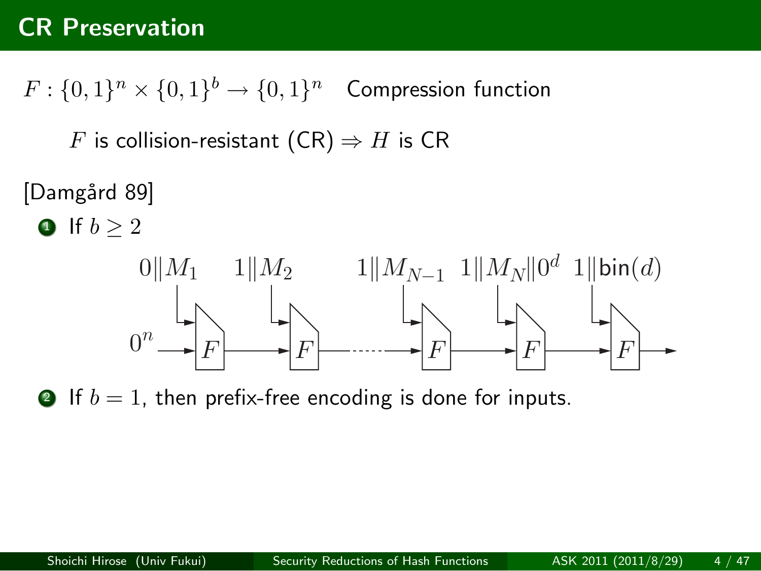# CR Preservation

$F : \{0,1\}^n \times \{0,1\}^b \to \{0,1\}^n$ Compression function

$F$ is collision-resistant (CR) $\Rightarrow$ $H$ is CR

[Damgård 89]

1. If $b \geq 2$

   $0\|M_1$ $1\|M_2$ $1\|M_{N-1}$ $1\|M_N\|0^d$ $1\|\mathsf{bin}(d)$

   $0^n$ → $F$ → $F$ → ⋯ → $F$ → $F$ → $F$ →

2. If $b = 1$, then prefix-free encoding is done for inputs.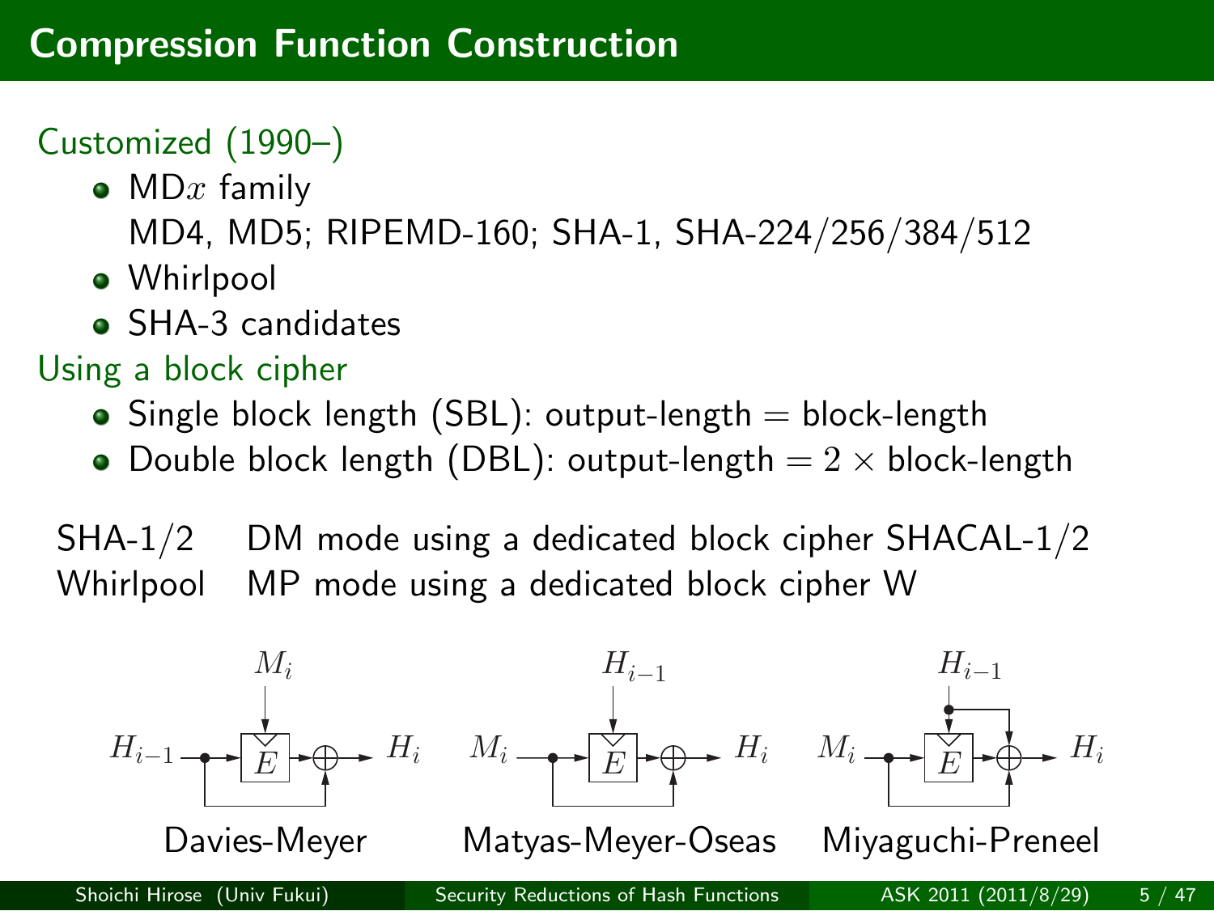# Compression Function Construction

Customized (1990–)

- MD$x$ family
  MD4, MD5; RIPEMD-160; SHA-1, SHA-224/256/384/512
- Whirlpool
- SHA-3 candidates

Using a block cipher

- Single block length (SBL): output-length = block-length
- Double block length (DBL): output-length = $2 \times$ block-length

| | |
|---|---|
| SHA-1/2 | DM mode using a dedicated block cipher SHACAL-1/2 |
| Whirlpool | MP mode using a dedicated block cipher W |

Davies-Meyer    Matyas-Meyer-Oseas    Miyaguchi-Preneel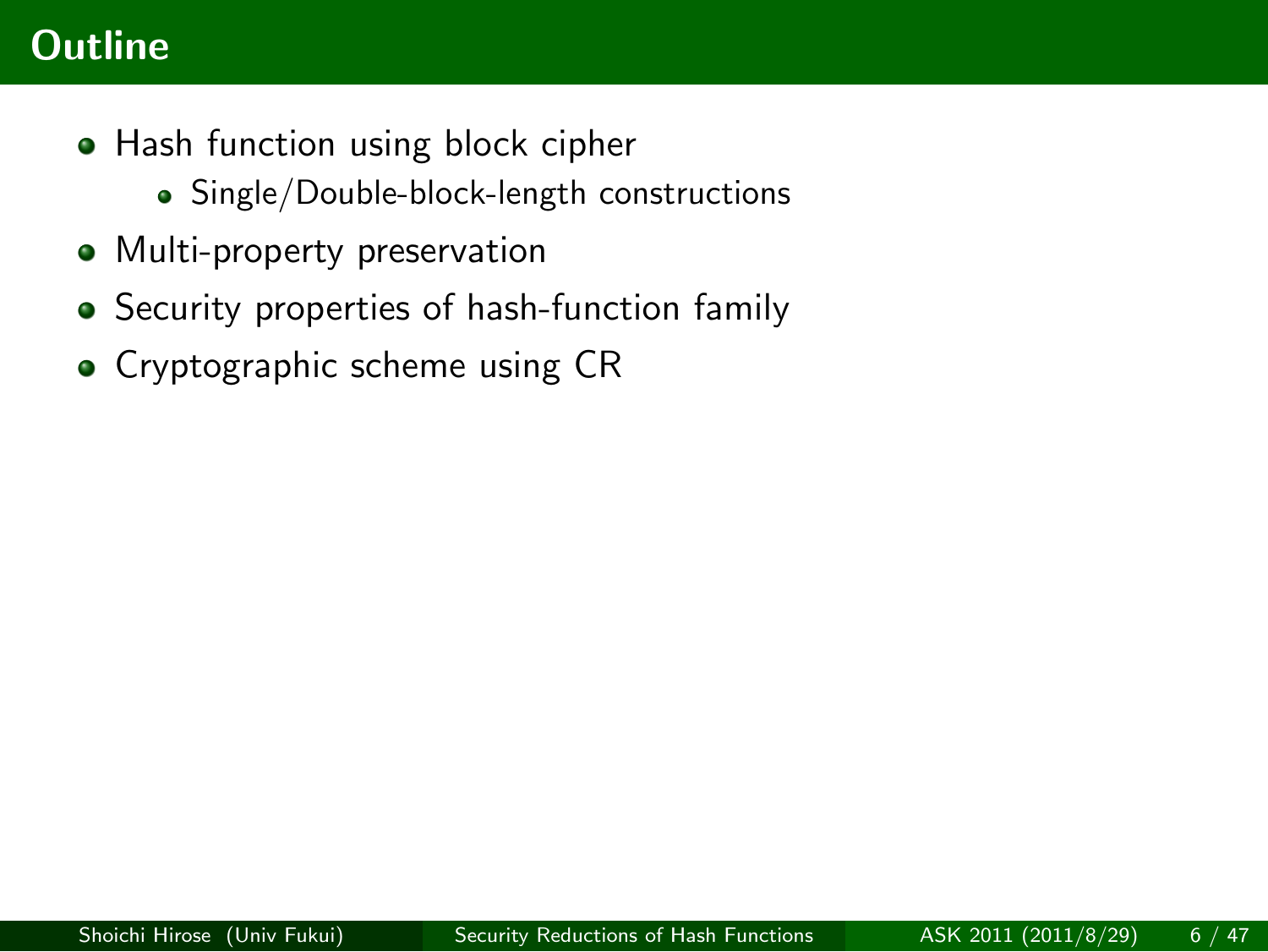# Outline

- Hash function using block cipher
  - Single/Double-block-length constructions
- Multi-property preservation
- Security properties of hash-function family
- Cryptographic scheme using CR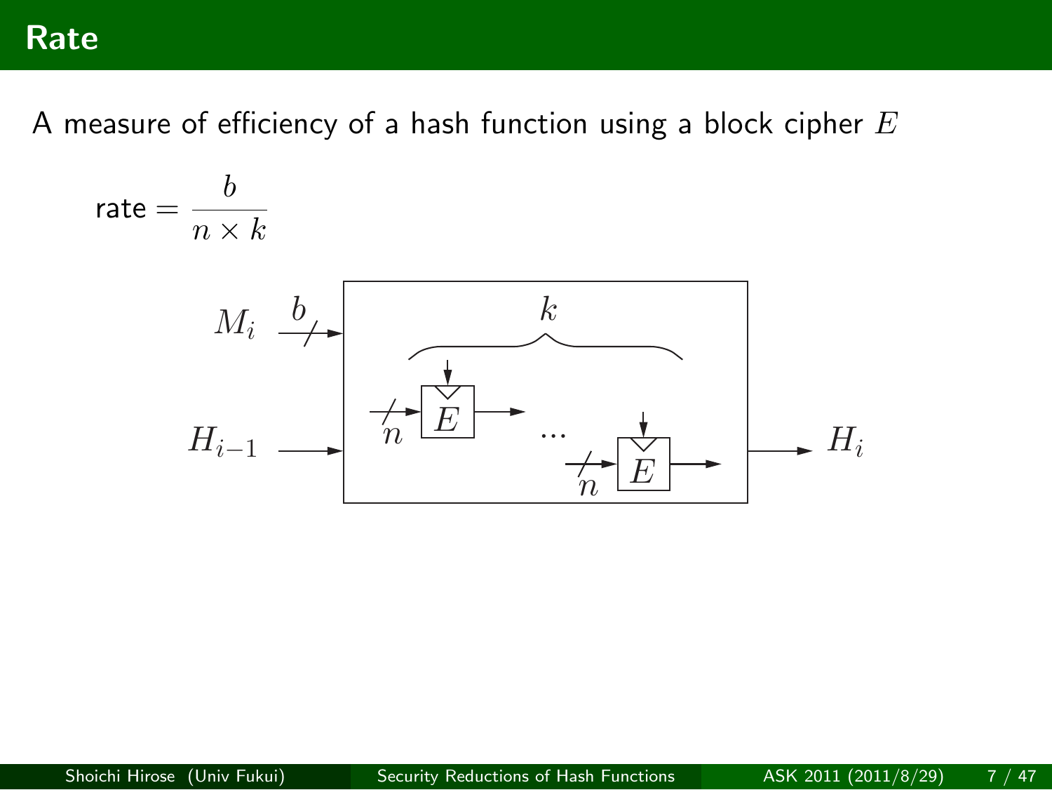## Rate

A measure of efficiency of a hash function using a block cipher $E$

$$\text{rate} = \frac{b}{n \times k}$$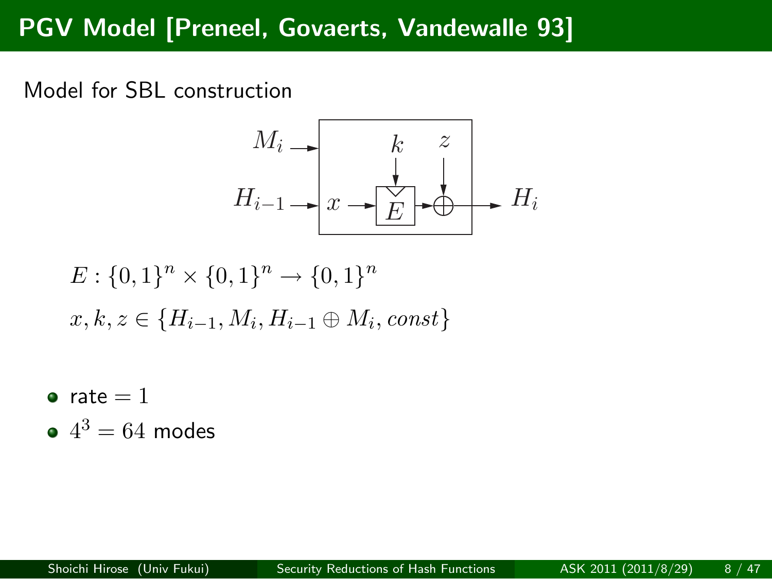# PGV Model [Preneel, Govaerts, Vandewalle 93]

Model for SBL construction

$$E : \{0,1\}^n \times \{0,1\}^n \rightarrow \{0,1\}^n$$

$$x, k, z \in \{H_{i-1}, M_i, H_{i-1} \oplus M_i, const\}$$

- rate $= 1$
- $4^3 = 64$ modes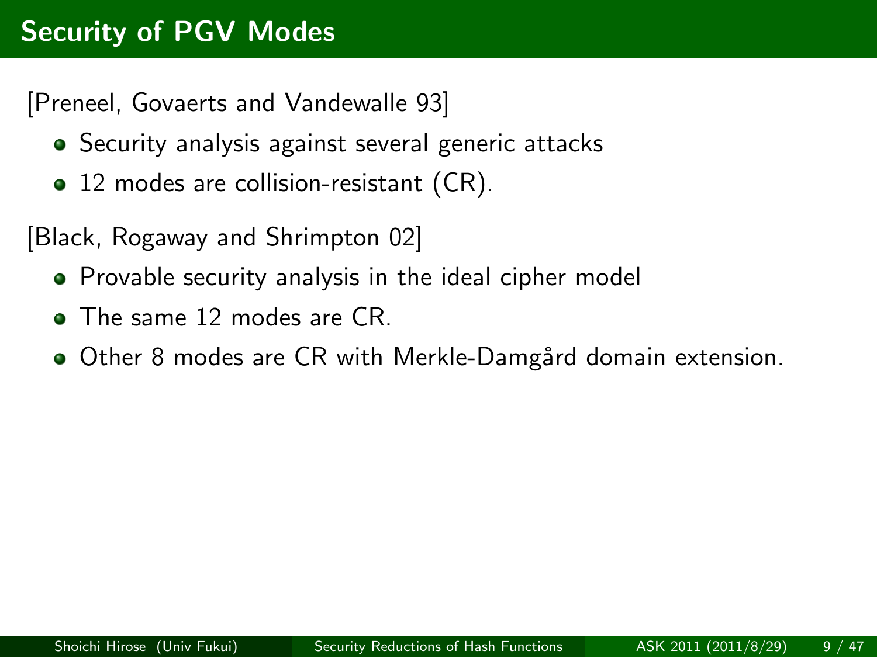# Security of PGV Modes

[Preneel, Govaerts and Vandewalle 93]

- Security analysis against several generic attacks
- 12 modes are collision-resistant (CR).

[Black, Rogaway and Shrimpton 02]

- Provable security analysis in the ideal cipher model
- The same 12 modes are CR.
- Other 8 modes are CR with Merkle-Damgård domain extension.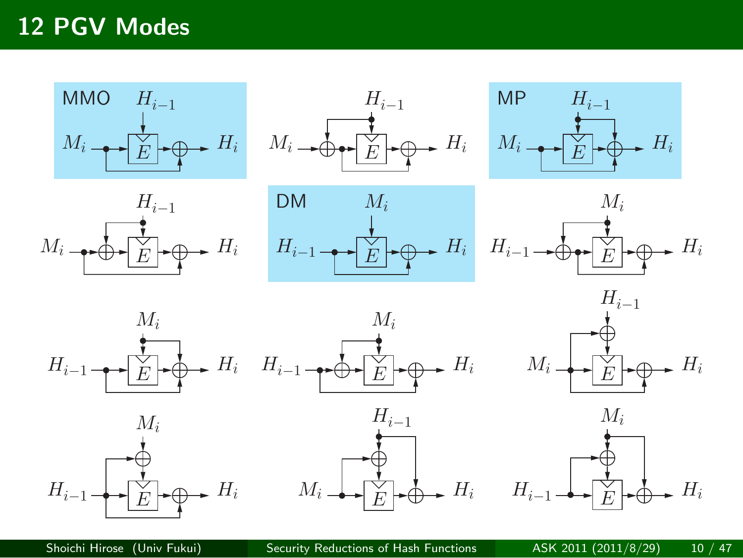# 12 PGV Modes

MMO

$H_{i-1}$

$M_i$ $E$ $H_i$

$H_{i-1}$

$M_i$ $E$ $H_i$

MP

$H_{i-1}$

$M_i$ $E$ $H_i$

$H_{i-1}$

$M_i$ $E$ $H_i$

DM

$M_i$

$H_{i-1}$ $E$ $H_i$

$M_i$

$H_{i-1}$ $E$ $H_i$

$M_i$

$H_{i-1}$ $E$ $H_i$

$M_i$

$H_{i-1}$ $E$ $H_i$

$H_{i-1}$

$M_i$ $E$ $H_i$

$M_i$

$H_{i-1}$ $E$ $H_i$

$H_{i-1}$

$M_i$ $E$ $H_i$

$M_i$

$H_{i-1}$ $E$ $H_i$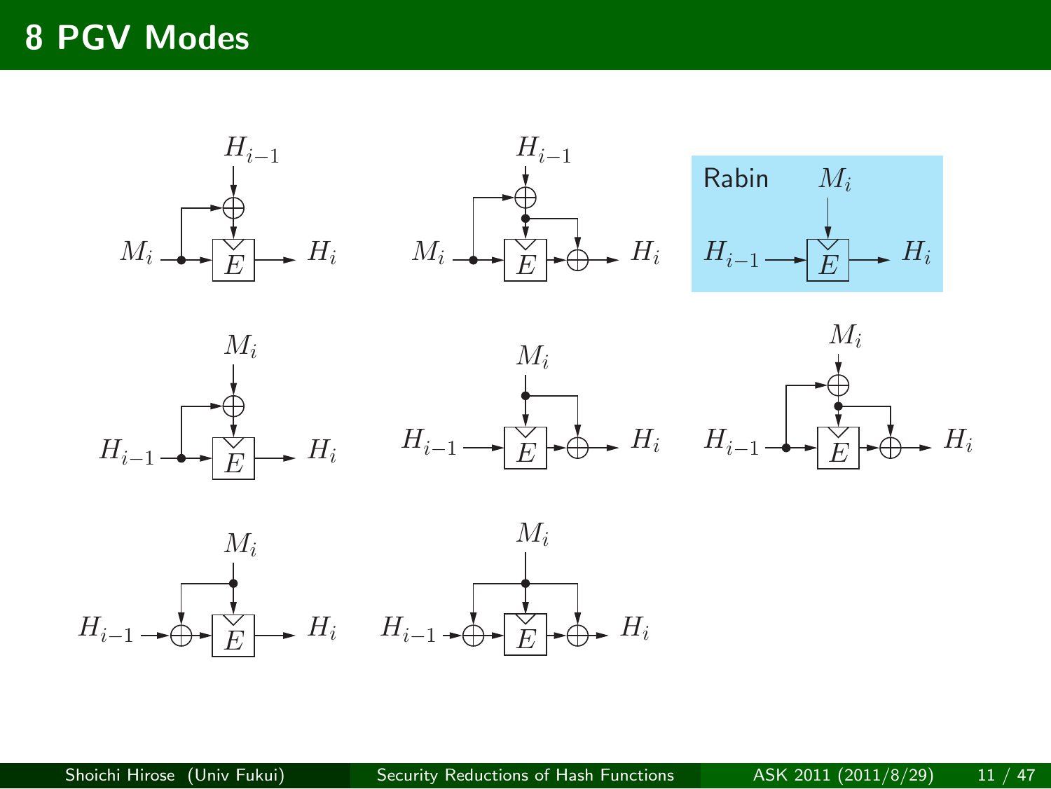# 8 PGV Modes

Rabin

$M_i$ $H_{i-1}$ $H_i$ $E$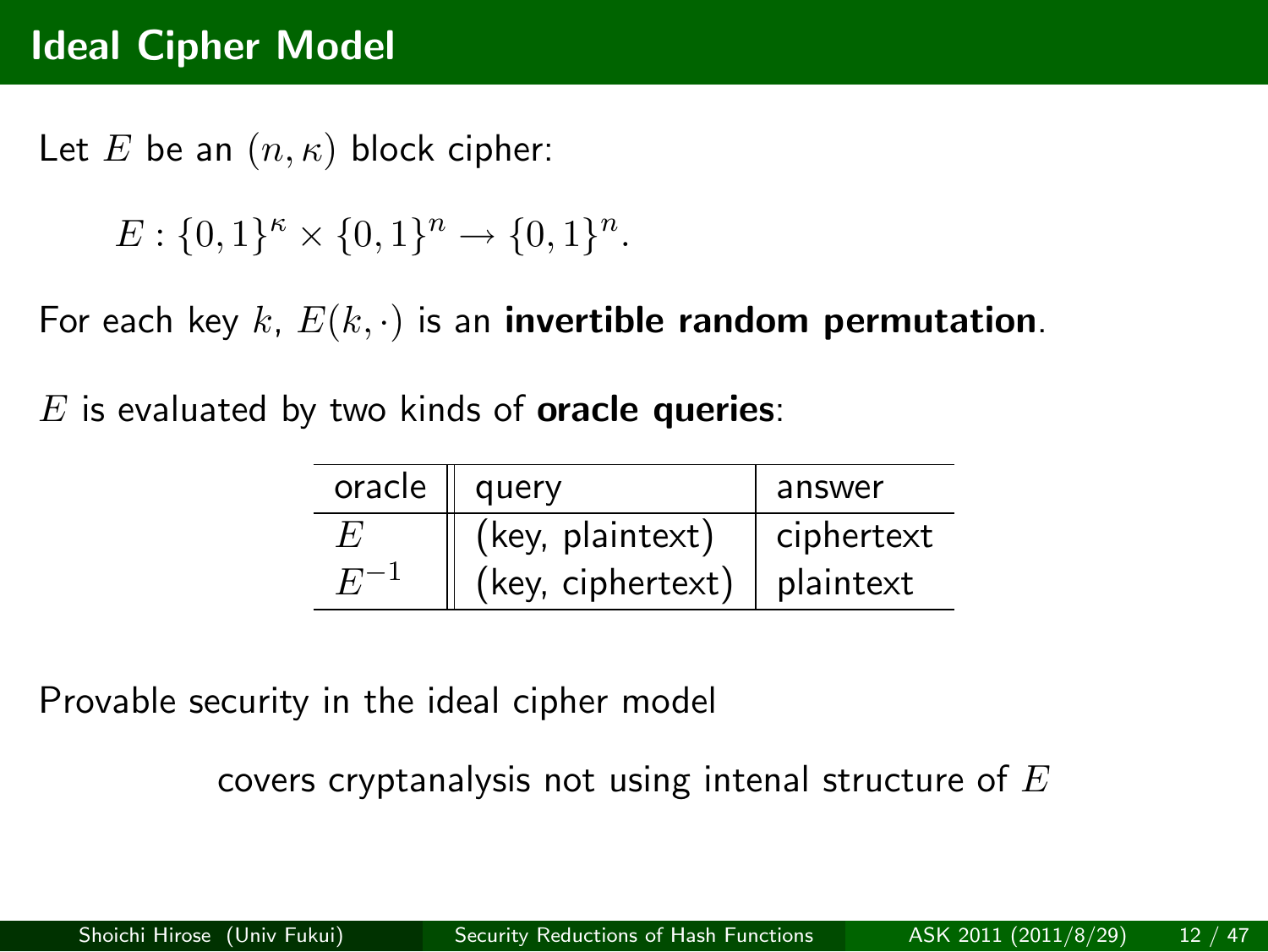# Ideal Cipher Model

Let $E$ be an $(n, \kappa)$ block cipher:

$$E : \{0,1\}^\kappa \times \{0,1\}^n \to \{0,1\}^n.$$

For each key $k$, $E(k, \cdot)$ is an **invertible random permutation**.

$E$ is evaluated by two kinds of **oracle queries**:

| oracle | query | answer |
|---|---|---|
| $E$ | (key, plaintext) | ciphertext |
| $E^{-1}$ | (key, ciphertext) | plaintext |

Provable security in the ideal cipher model

covers cryptanalysis not using intenal structure of $E$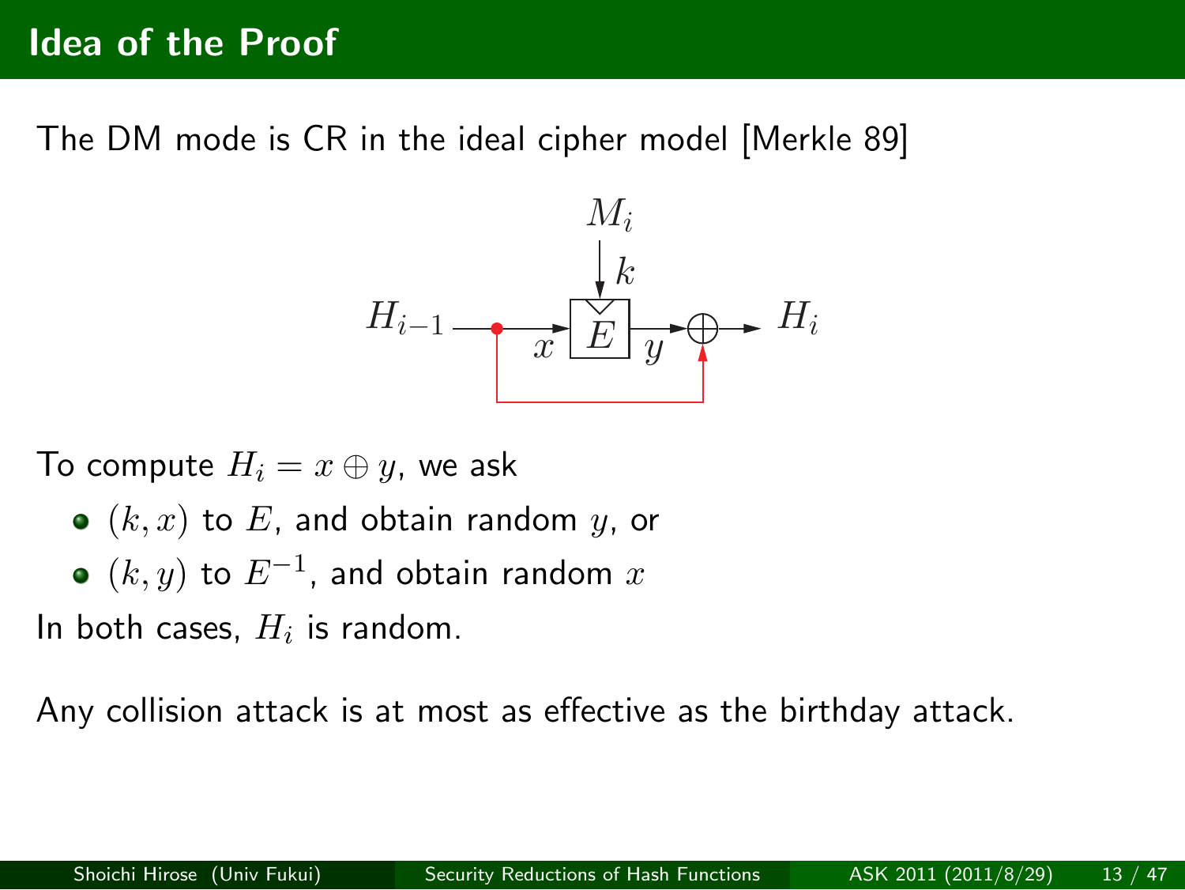# Idea of the Proof

The DM mode is CR in the ideal cipher model [Merkle 89]

To compute $H_i = x \oplus y$, we ask

- $(k, x)$ to $E$, and obtain random $y$, or
- $(k, y)$ to $E^{-1}$, and obtain random $x$

In both cases, $H_i$ is random.

Any collision attack is at most as effective as the birthday attack.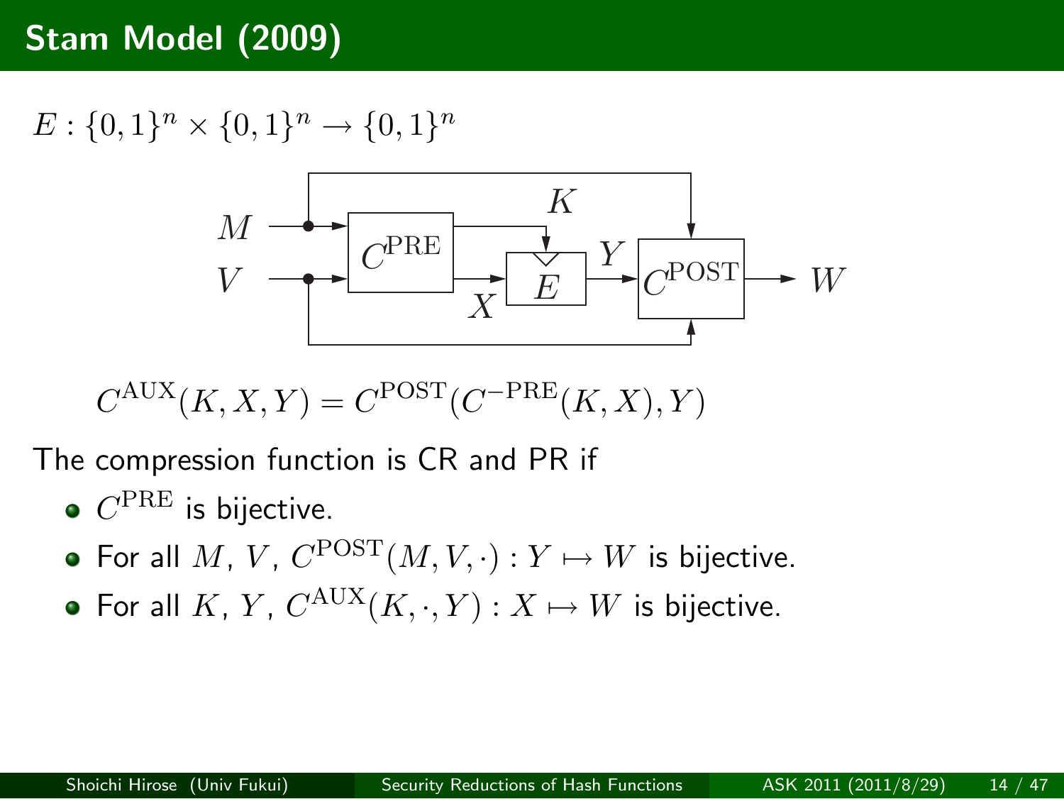# Stam Model (2009)

$E : \{0,1\}^n \times \{0,1\}^n \to \{0,1\}^n$

$$C^{\mathrm{AUX}}(K, X, Y) = C^{\mathrm{POST}}(C^{-\mathrm{PRE}}(K, X), Y)$$

The compression function is CR and PR if

- $C^{\mathrm{PRE}}$ is bijective.
- For all $M$, $V$, $C^{\mathrm{POST}}(M, V, \cdot) : Y \mapsto W$ is bijective.
- For all $K$, $Y$, $C^{\mathrm{AUX}}(K, \cdot, Y) : X \mapsto W$ is bijective.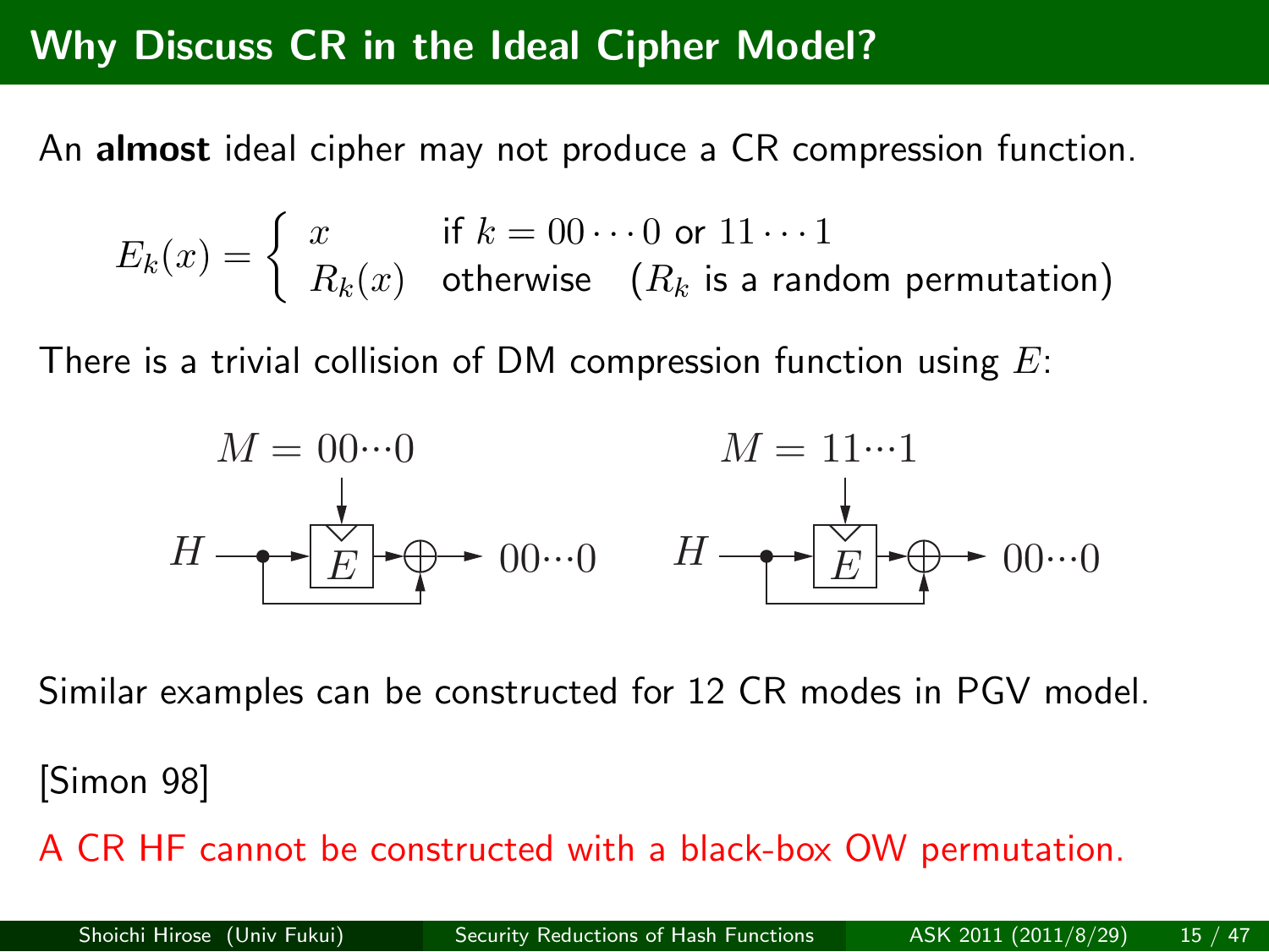# Why Discuss CR in the Ideal Cipher Model?

An **almost** ideal cipher may not produce a CR compression function.

$$E_k(x) = \begin{cases} x & \text{if } k = 00\cdots0 \text{ or } 11\cdots1 \\ R_k(x) & \text{otherwise} \quad (R_k \text{ is a random permutation}) \end{cases}$$

There is a trivial collision of DM compression function using $E$:

$M = 00\cdots0$, $H \rightarrow E \rightarrow \oplus \rightarrow 00\cdots0$

$M = 11\cdots1$, $H \rightarrow E \rightarrow \oplus \rightarrow 00\cdots0$

Similar examples can be constructed for 12 CR modes in PGV model.

[Simon 98]

A CR HF cannot be constructed with a black-box OW permutation.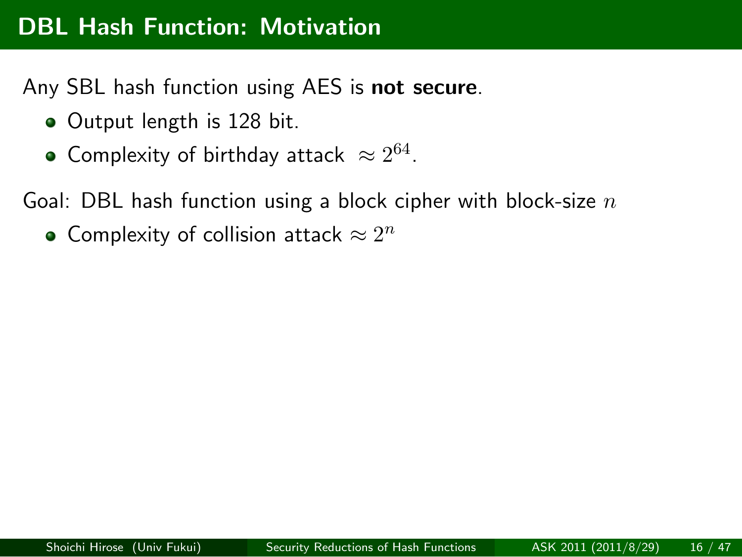# DBL Hash Function: Motivation

Any SBL hash function using AES is **not secure**.

- Output length is 128 bit.
- Complexity of birthday attack $\approx 2^{64}$.

Goal: DBL hash function using a block cipher with block-size $n$

- Complexity of collision attack $\approx 2^n$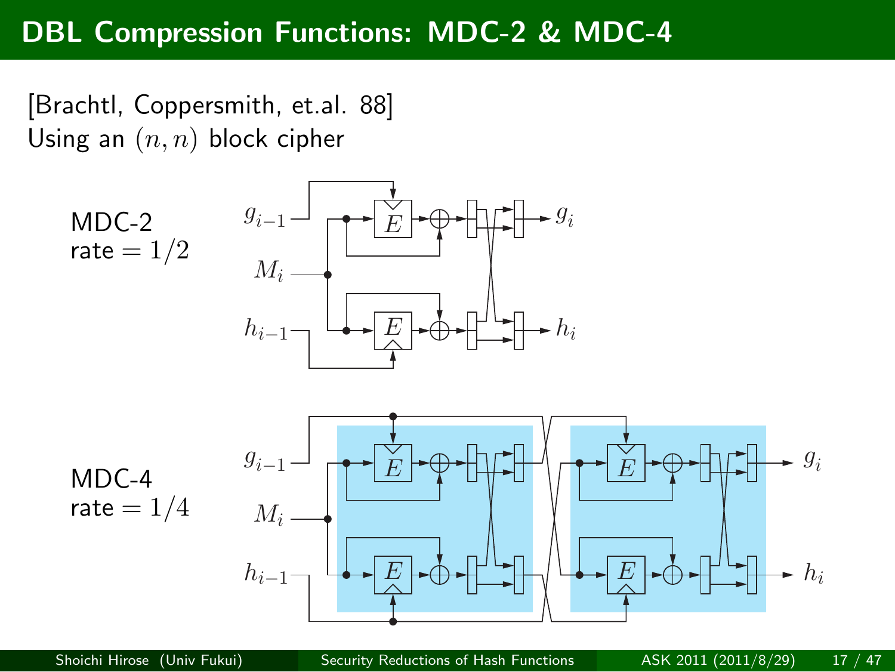# DBL Compression Functions: MDC-2 & MDC-4

[Brachtl, Coppersmith, et.al. 88]
Using an $(n, n)$ block cipher

MDC-2
rate $= 1/2$

$g_{i-1}$ $E$ $g_i$
$M_i$
$h_{i-1}$ $E$ $h_i$

MDC-4
rate $= 1/4$

$g_{i-1}$ $E$ $E$ $g_i$
$M_i$
$h_{i-1}$ $E$ $E$ $h_i$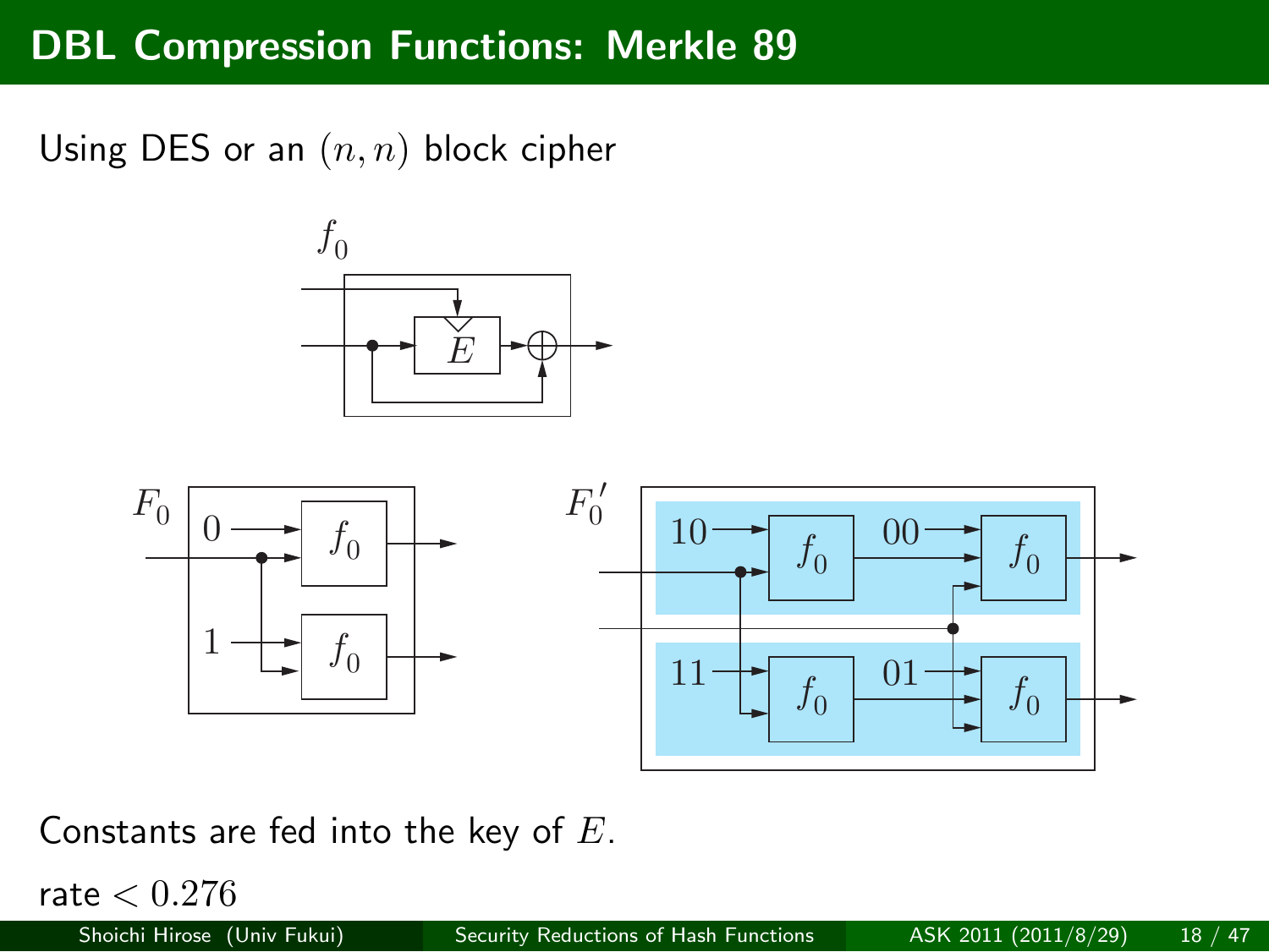# DBL Compression Functions: Merkle 89

Using DES or an $(n, n)$ block cipher

Constants are fed into the key of $E$.

rate $< 0.276$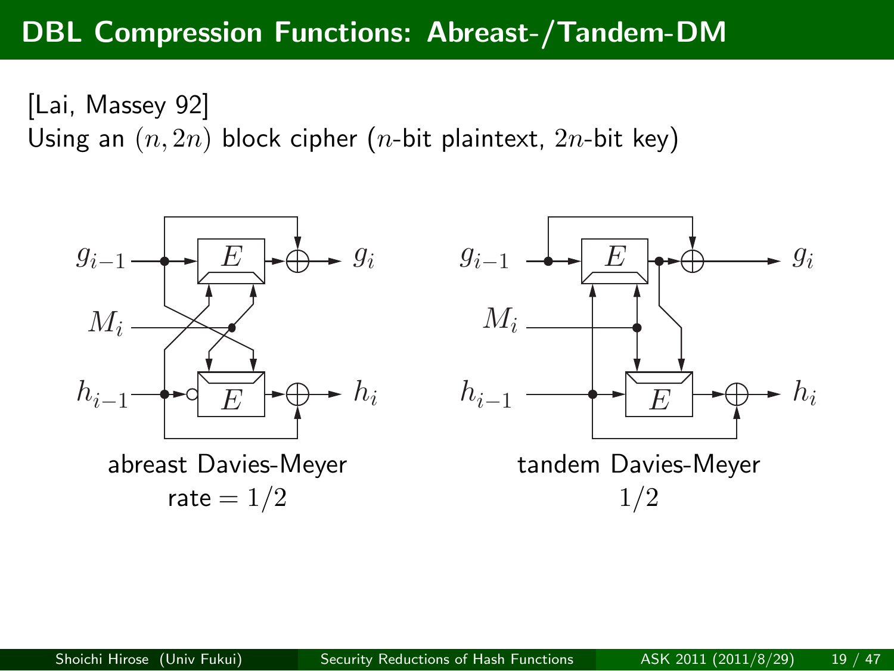# DBL Compression Functions: Abreast-/Tandem-DM

[Lai, Massey 92]
Using an $(n, 2n)$ block cipher ($n$-bit plaintext, $2n$-bit key)

abreast Davies-Meyer
rate $= 1/2$

tandem Davies-Meyer
$1/2$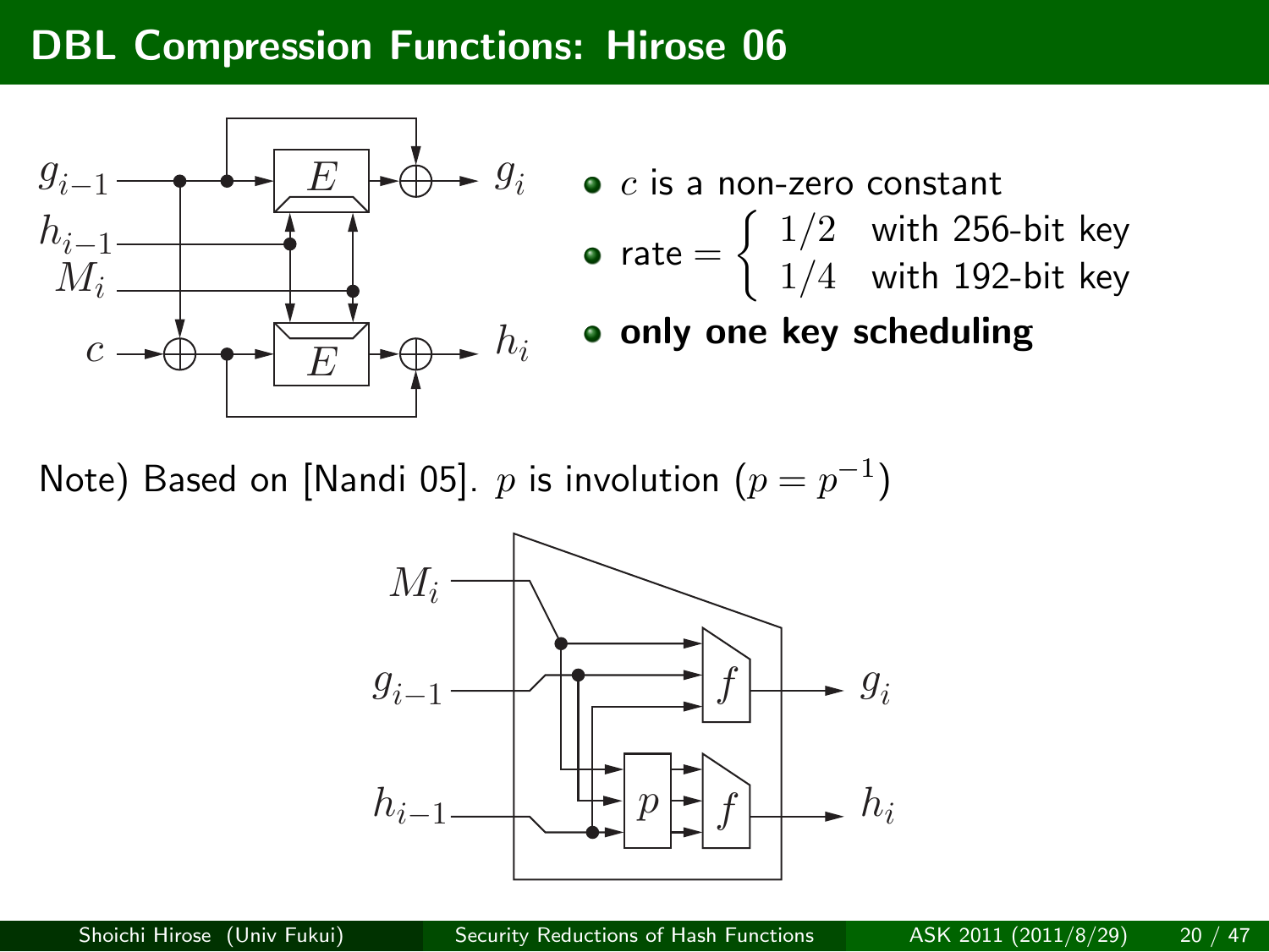# DBL Compression Functions: Hirose 06

- $c$ is a non-zero constant
- rate $= \begin{cases} 1/2 & \text{with 256-bit key} \\ 1/4 & \text{with 192-bit key} \end{cases}$
- **only one key scheduling**

Note) Based on [Nandi 05]. $p$ is involution ($p = p^{-1}$)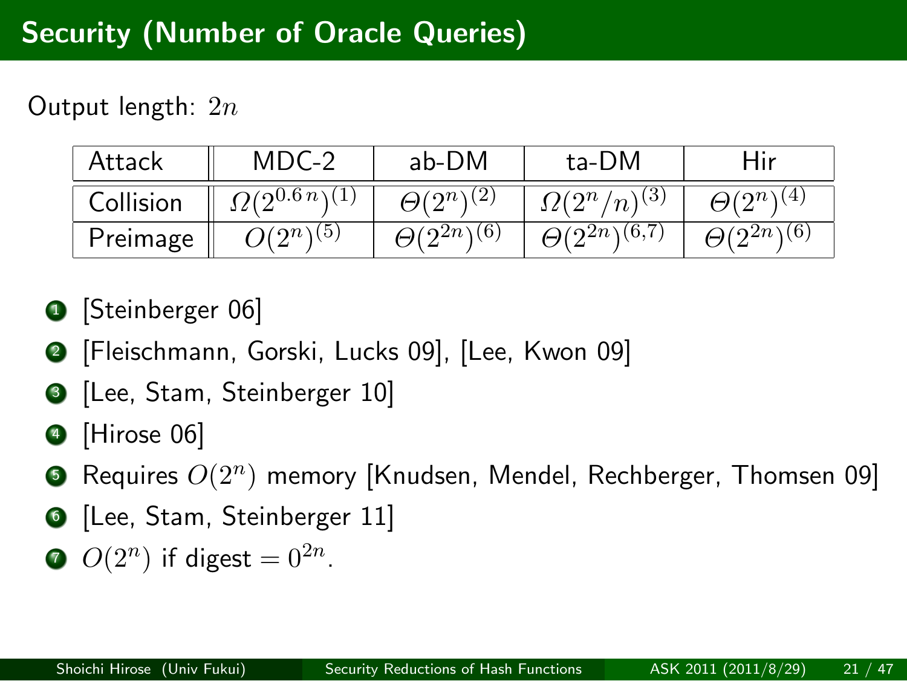## Security (Number of Oracle Queries)

Output length: $2n$

| Attack | MDC-2 | ab-DM | ta-DM | Hir |
|---|---|---|---|---|
| Collision | $\Omega(2^{0.6\,n})^{(1)}$ | $\Theta(2^n)^{(2)}$ | $\Omega(2^n/n)^{(3)}$ | $\Theta(2^n)^{(4)}$ |
| Preimage | $O(2^n)^{(5)}$ | $\Theta(2^{2n})^{(6)}$ | $\Theta(2^{2n})^{(6,7)}$ | $\Theta(2^{2n})^{(6)}$ |

1. [Steinberger 06]
2. [Fleischmann, Gorski, Lucks 09], [Lee, Kwon 09]
3. [Lee, Stam, Steinberger 10]
4. [Hirose 06]
5. Requires $O(2^n)$ memory [Knudsen, Mendel, Rechberger, Thomsen 09]
6. [Lee, Stam, Steinberger 11]
7. $O(2^n)$ if digest $= 0^{2n}$.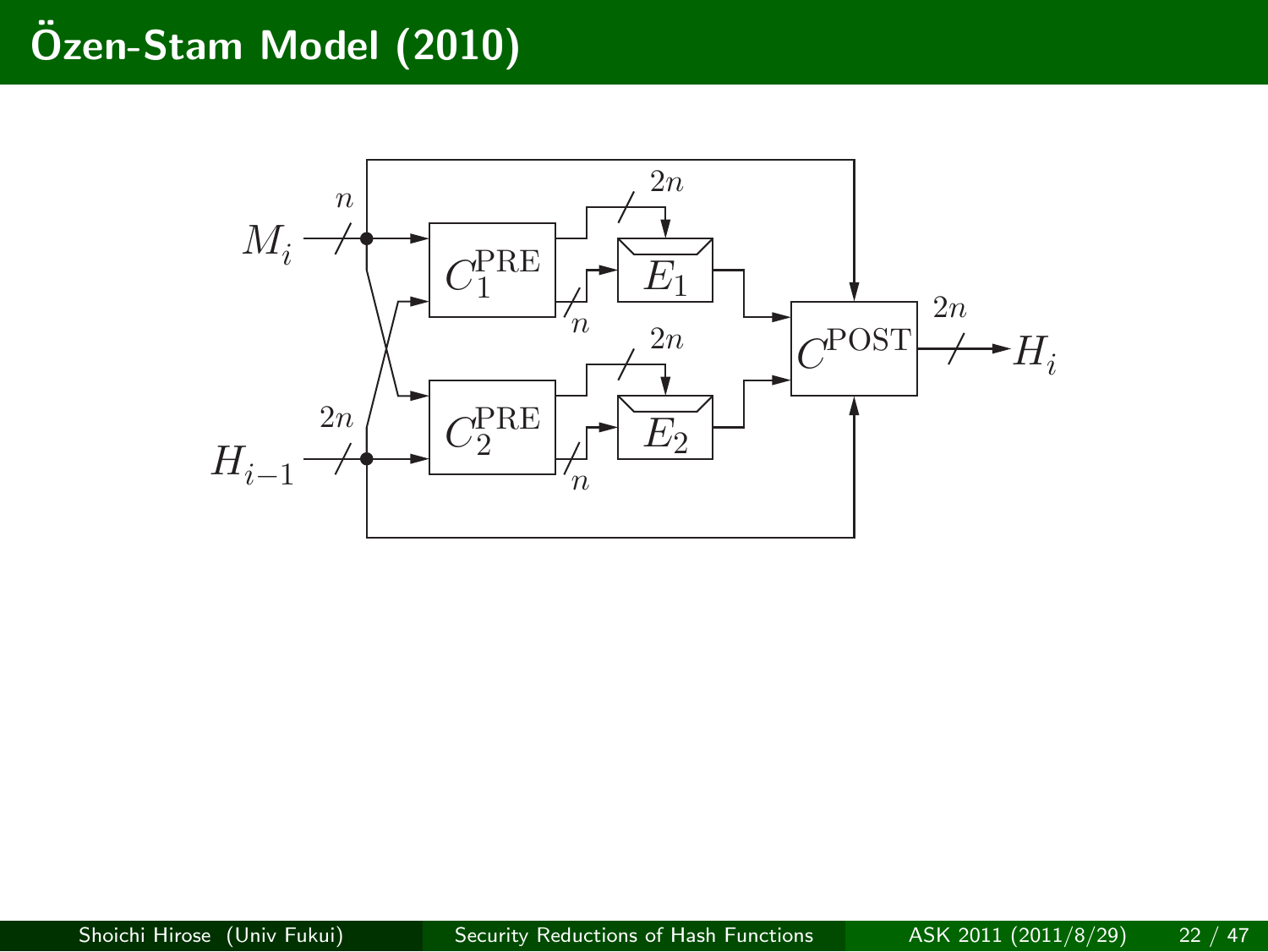# Özen-Stam Model (2010)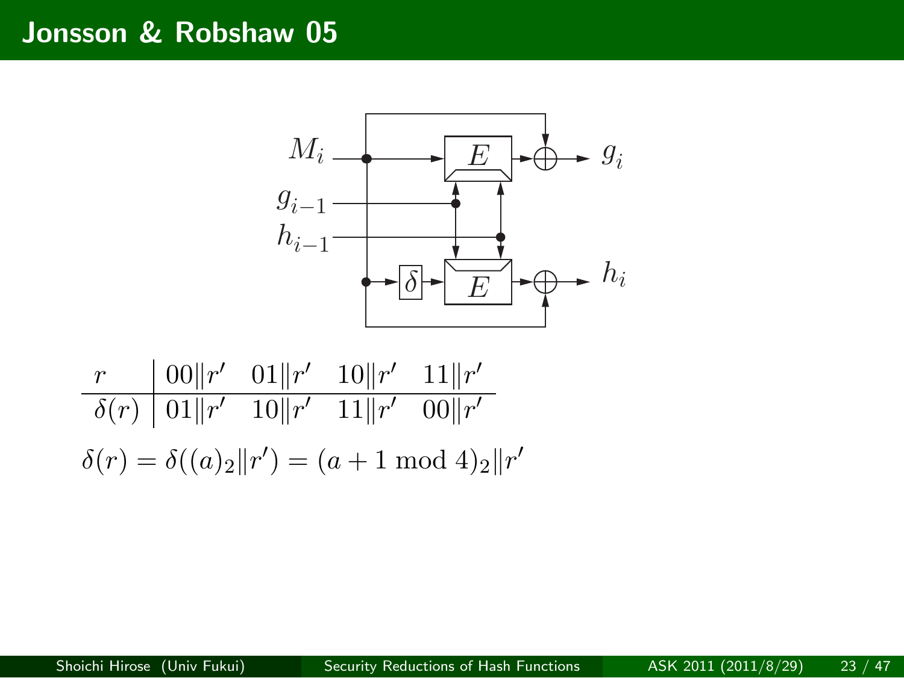# Jonsson & Robshaw 05

| $r$ | $00\|r'$ | $01\|r'$ | $10\|r'$ | $11\|r'$ |
|---|---|---|---|---|
| $\delta(r)$ | $01\|r'$ | $10\|r'$ | $11\|r'$ | $00\|r'$ |

$$\delta(r) = \delta((a)_2 \| r') = (a + 1 \bmod 4)_2 \| r'$$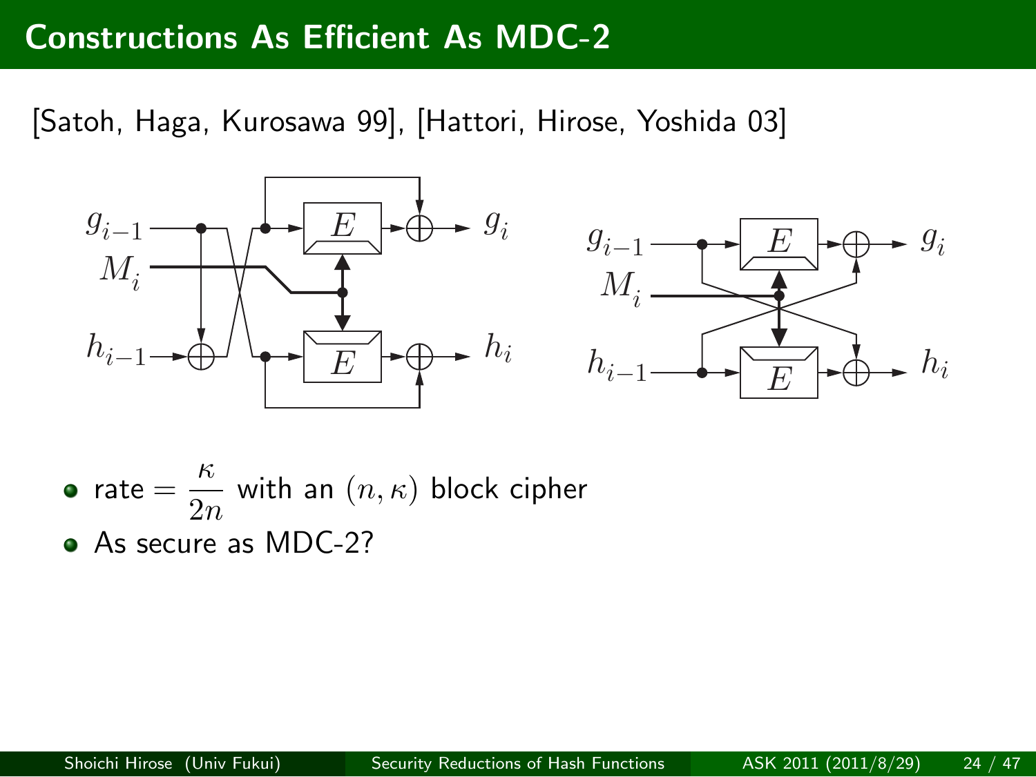# Constructions As Efficient As MDC-2

[Satoh, Haga, Kurosawa 99], [Hattori, Hirose, Yoshida 03]

- rate $= \dfrac{\kappa}{2n}$ with an $(n, \kappa)$ block cipher
- As secure as MDC-2?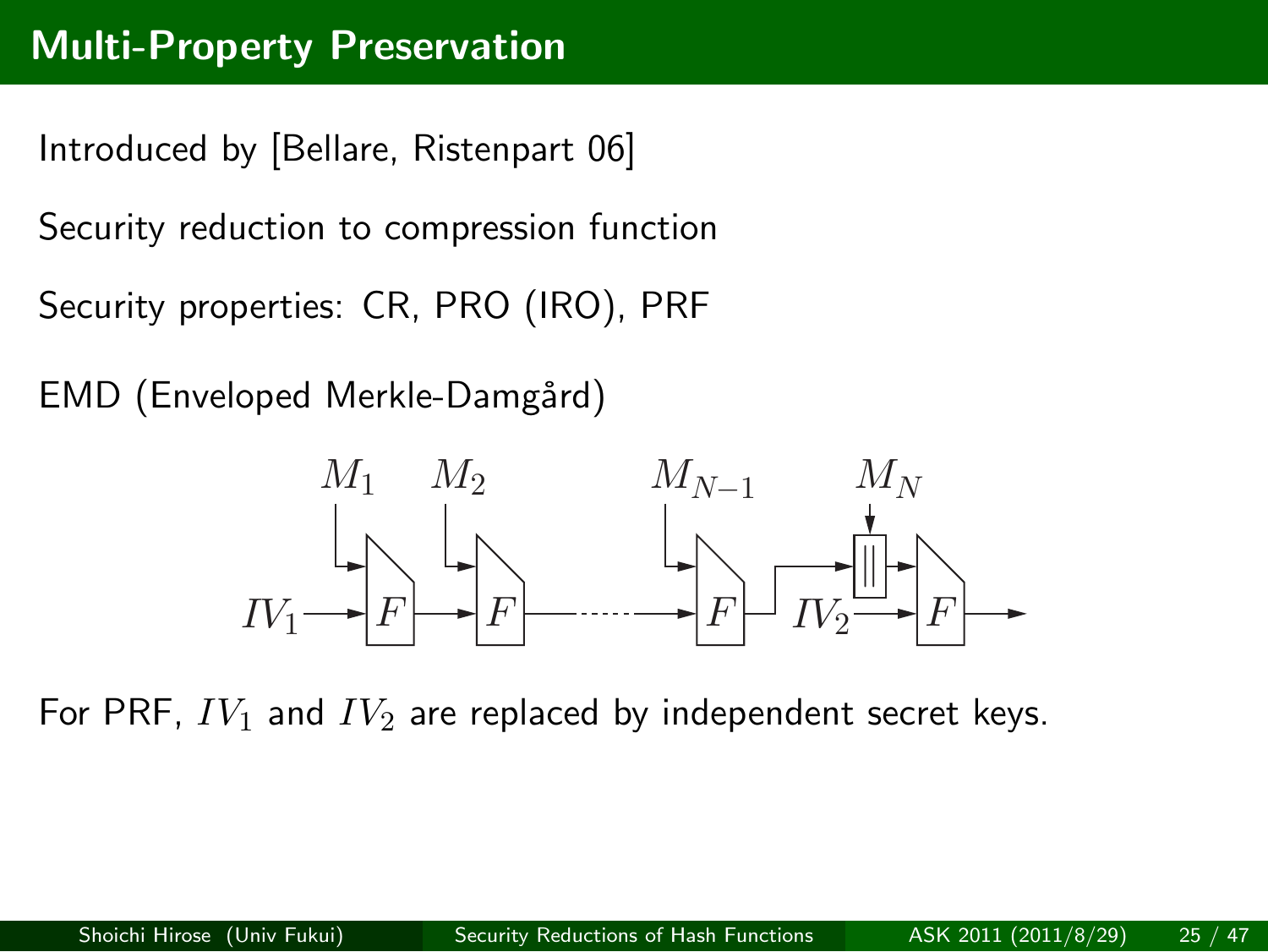# Multi-Property Preservation

Introduced by [Bellare, Ristenpart 06]

Security reduction to compression function

Security properties: CR, PRO (IRO), PRF

EMD (Enveloped Merkle-Damgård)

For PRF, $IV_1$ and $IV_2$ are replaced by independent secret keys.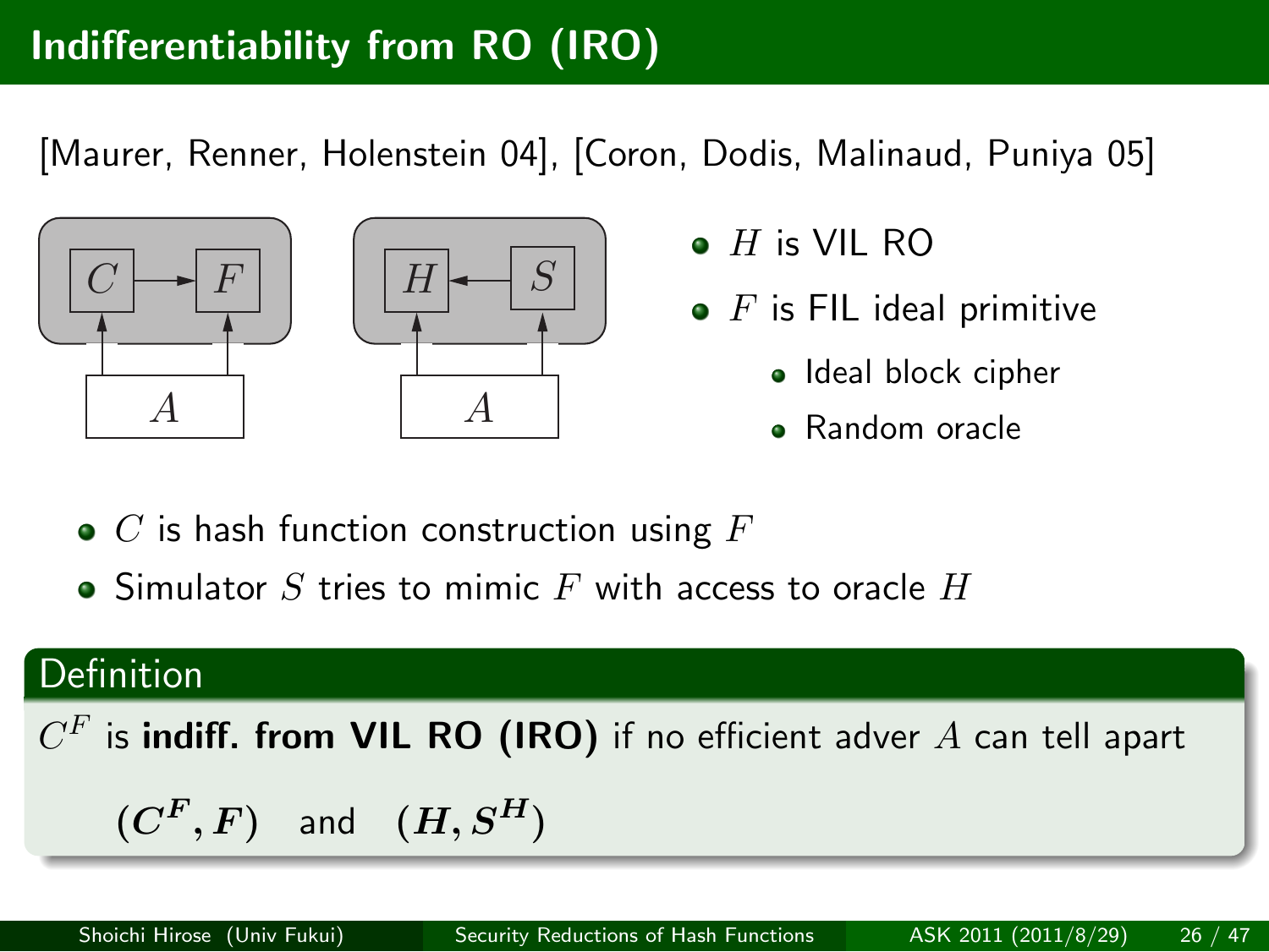# Indifferentiability from RO (IRO)

[Maurer, Renner, Holenstein 04], [Coron, Dodis, Malinaud, Puniya 05]

- $H$ is VIL RO
- $F$ is FIL ideal primitive
  - Ideal block cipher
  - Random oracle

- $C$ is hash function construction using $F$
- Simulator $S$ tries to mimic $F$ with access to oracle $H$

**Definition**

$C^F$ is **indiff. from VIL RO (IRO)** if no efficient adver $A$ can tell apart

$$(\boldsymbol{C^F}, \boldsymbol{F}) \quad \text{and} \quad (\boldsymbol{H}, \boldsymbol{S^H})$$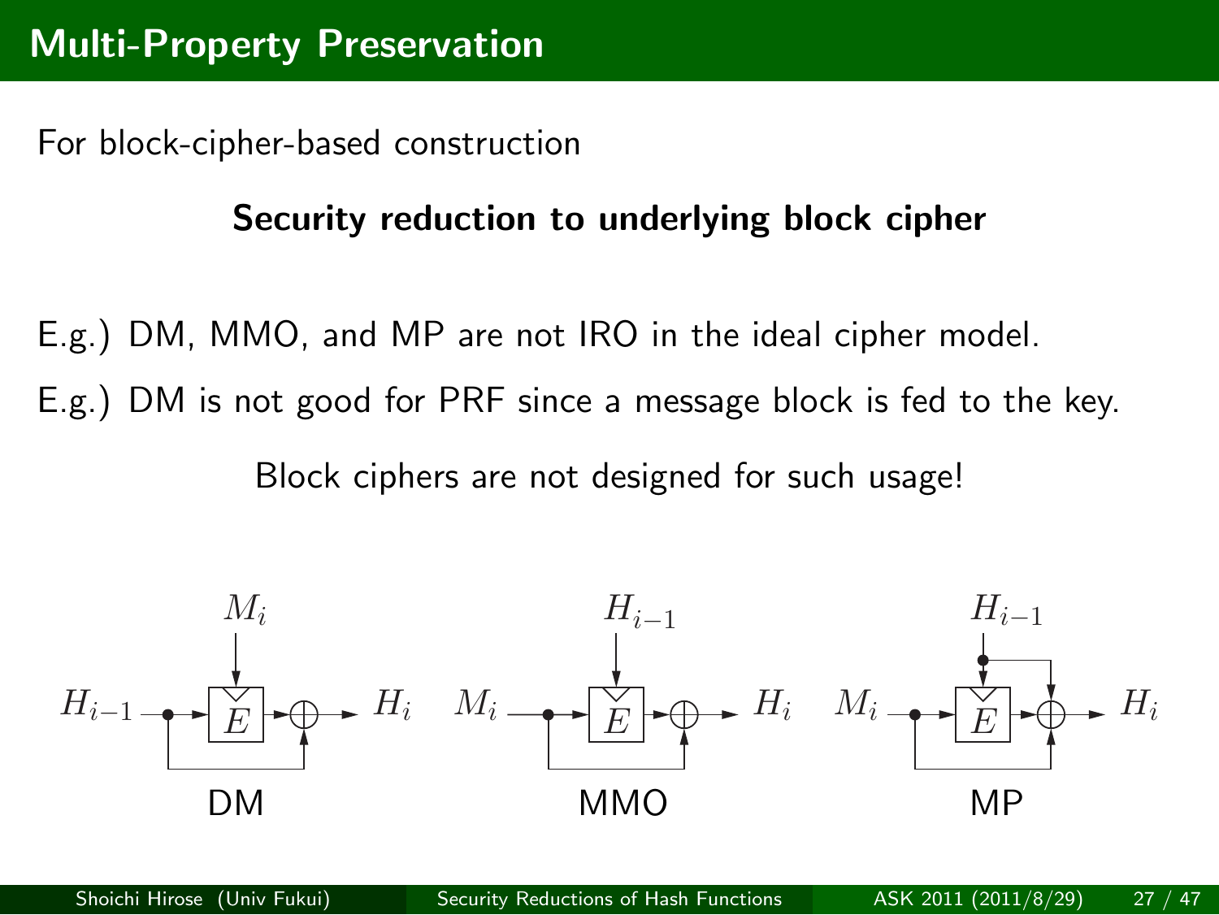# Multi-Property Preservation

For block-cipher-based construction

**Security reduction to underlying block cipher**

E.g.) DM, MMO, and MP are not IRO in the ideal cipher model.

E.g.) DM is not good for PRF since a message block is fed to the key.

Block ciphers are not designed for such usage!

DM &emsp; MMO &emsp; MP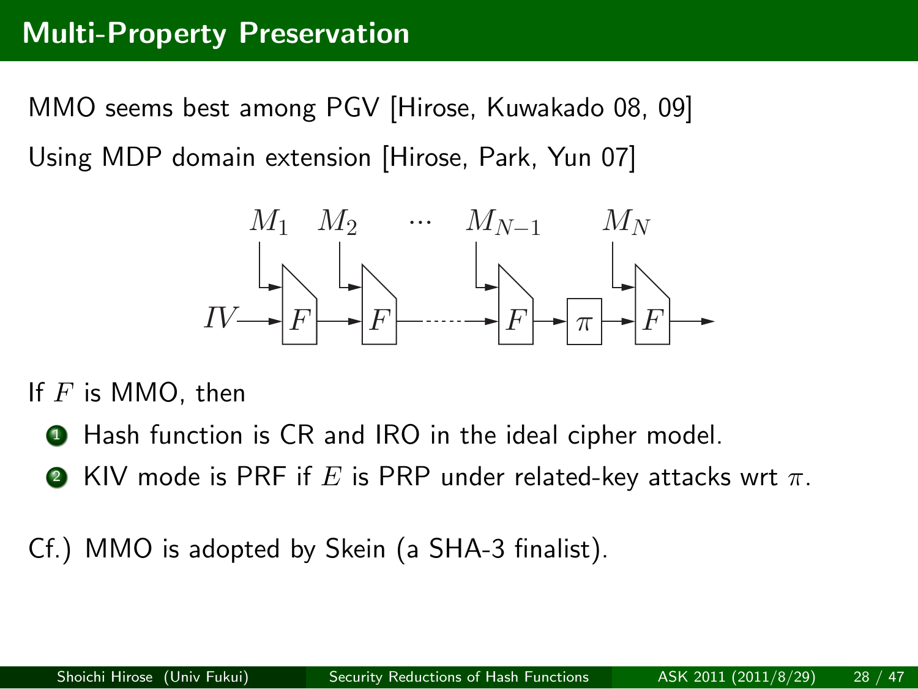# Multi-Property Preservation

MMO seems best among PGV [Hirose, Kuwakado 08, 09]

Using MDP domain extension [Hirose, Park, Yun 07]

If $F$ is MMO, then

1. Hash function is CR and IRO in the ideal cipher model.
2. KIV mode is PRF if $E$ is PRP under related-key attacks wrt $\pi$.

Cf.) MMO is adopted by Skein (a SHA-3 finalist).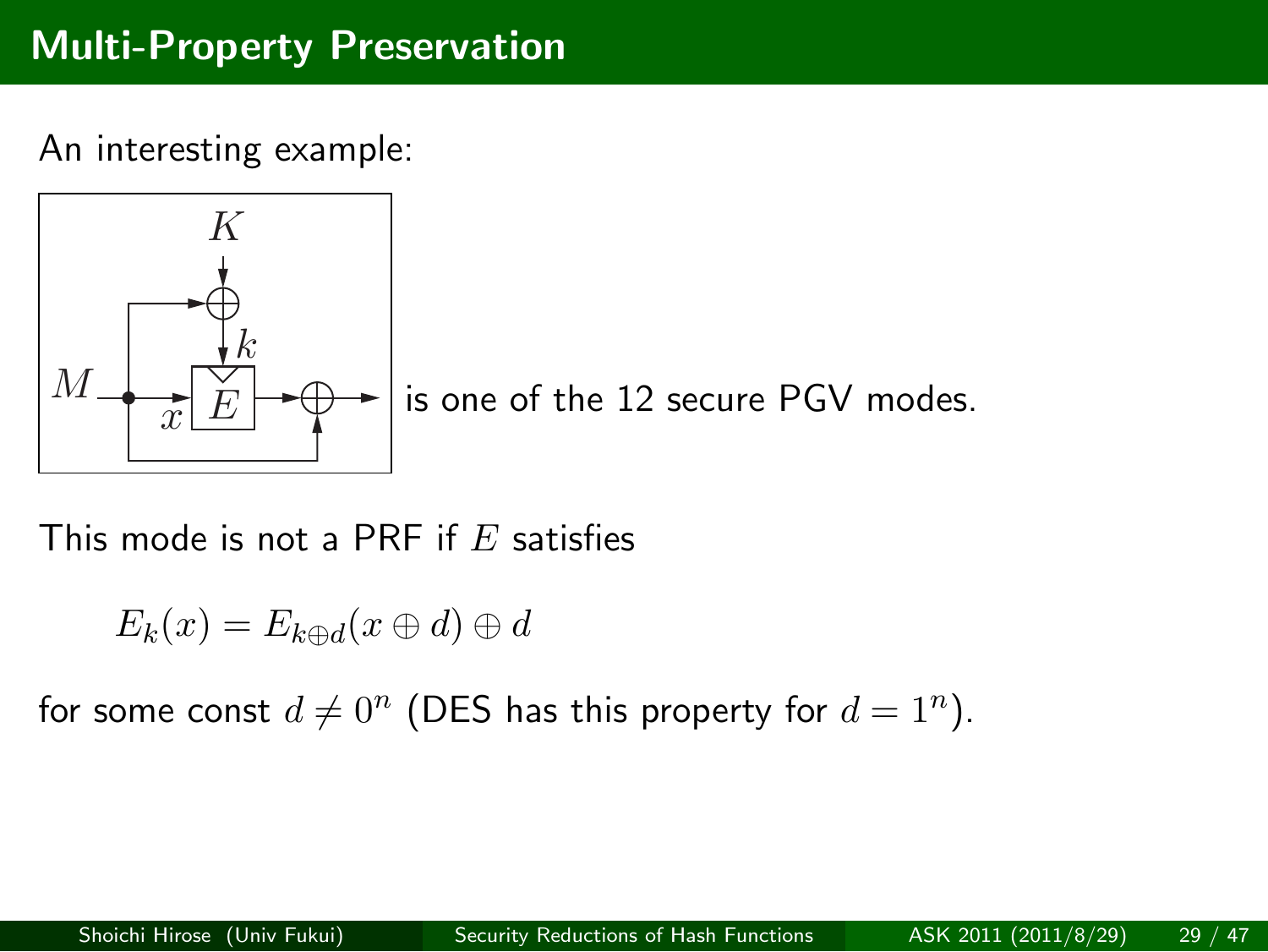# Multi-Property Preservation

An interesting example:

is one of the 12 secure PGV modes.

This mode is not a PRF if $E$ satisfies

$$E_k(x) = E_{k \oplus d}(x \oplus d) \oplus d$$

for some const $d \neq 0^n$ (DES has this property for $d = 1^n$).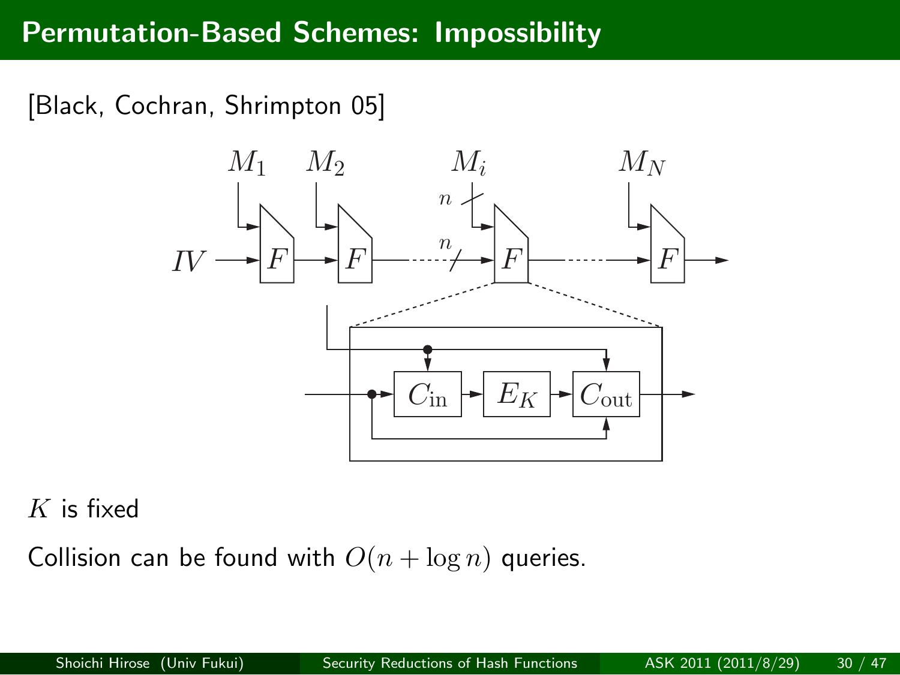# Permutation-Based Schemes: Impossibility

[Black, Cochran, Shrimpton 05]

$K$ is fixed

Collision can be found with $O(n + \log n)$ queries.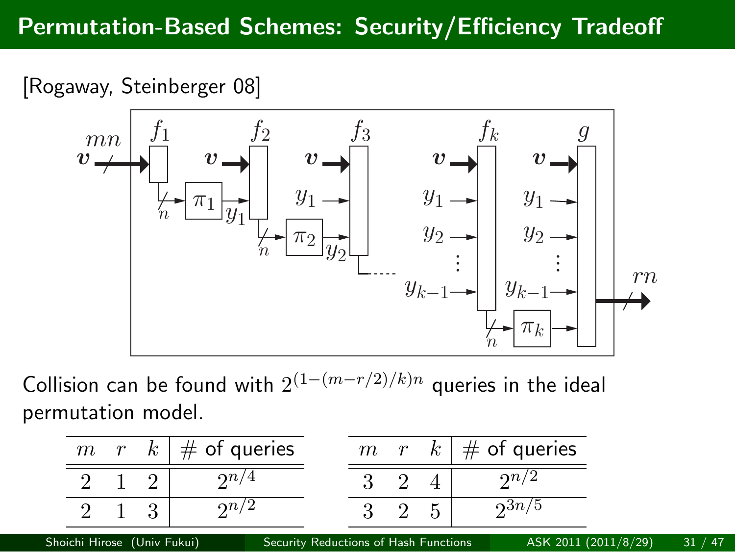# Permutation-Based Schemes: Security/Efficiency Tradeoff

[Rogaway, Steinberger 08]

Collision can be found with $2^{(1-(m-r/2)/k)n}$ queries in the ideal permutation model.

| $m$ | $r$ | $k$ | # of queries |
|---|---|---|---|
| 2 | 1 | 2 | $2^{n/4}$ |
| 2 | 1 | 3 | $2^{n/2}$ |

| $m$ | $r$ | $k$ | # of queries |
|---|---|---|---|
| 3 | 2 | 4 | $2^{n/2}$ |
| 3 | 2 | 5 | $2^{3n/5}$ |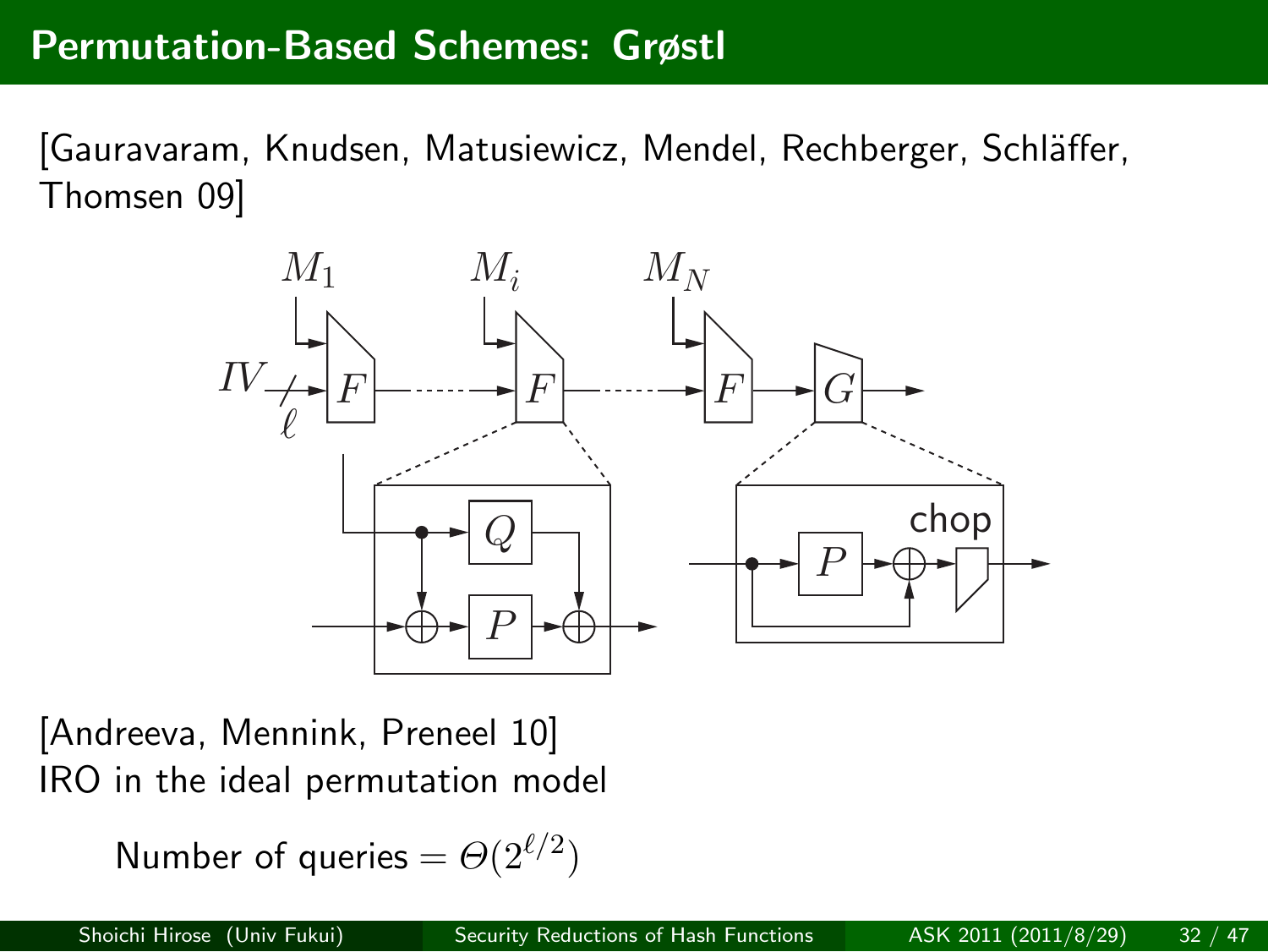# Permutation-Based Schemes: Grøstl

[Gauravaram, Knudsen, Matusiewicz, Mendel, Rechberger, Schläffer, Thomsen 09]

[Andreeva, Mennink, Preneel 10]
IRO in the ideal permutation model

Number of queries $= \Theta(2^{\ell/2})$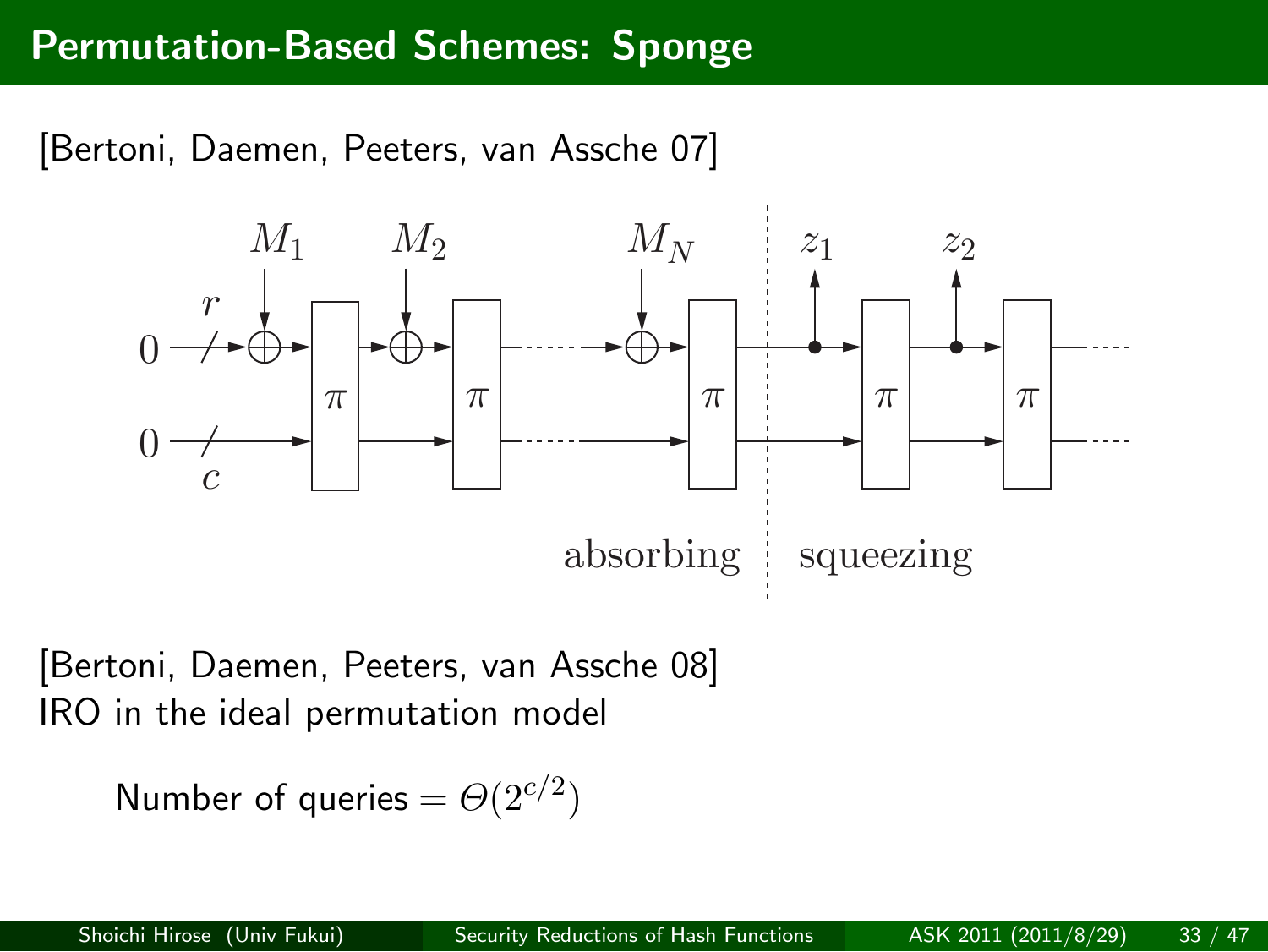# Permutation-Based Schemes: Sponge

[Bertoni, Daemen, Peeters, van Assche 07]

[Bertoni, Daemen, Peeters, van Assche 08]
IRO in the ideal permutation model

Number of queries $= \Theta(2^{c/2})$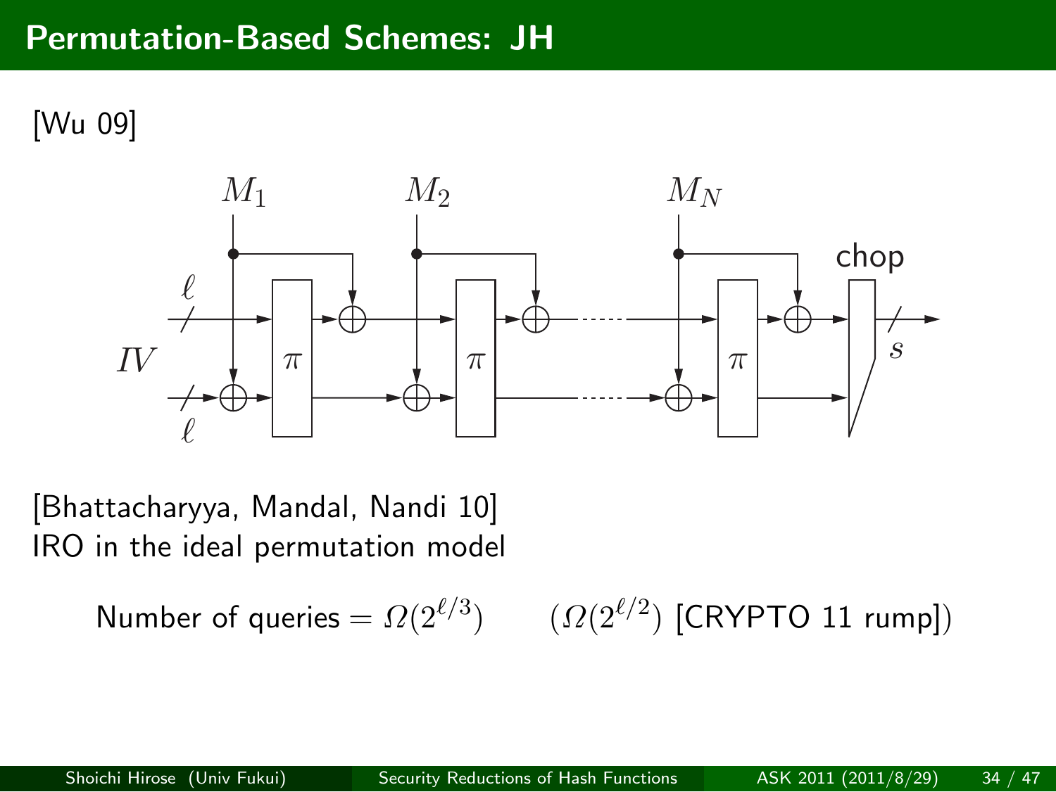# Permutation-Based Schemes: JH

[Wu 09]

[Bhattacharyya, Mandal, Nandi 10]
IRO in the ideal permutation model

Number of queries $= \Omega(2^{\ell/3})$ $\quad$ ($\Omega(2^{\ell/2})$ [CRYPTO 11 rump])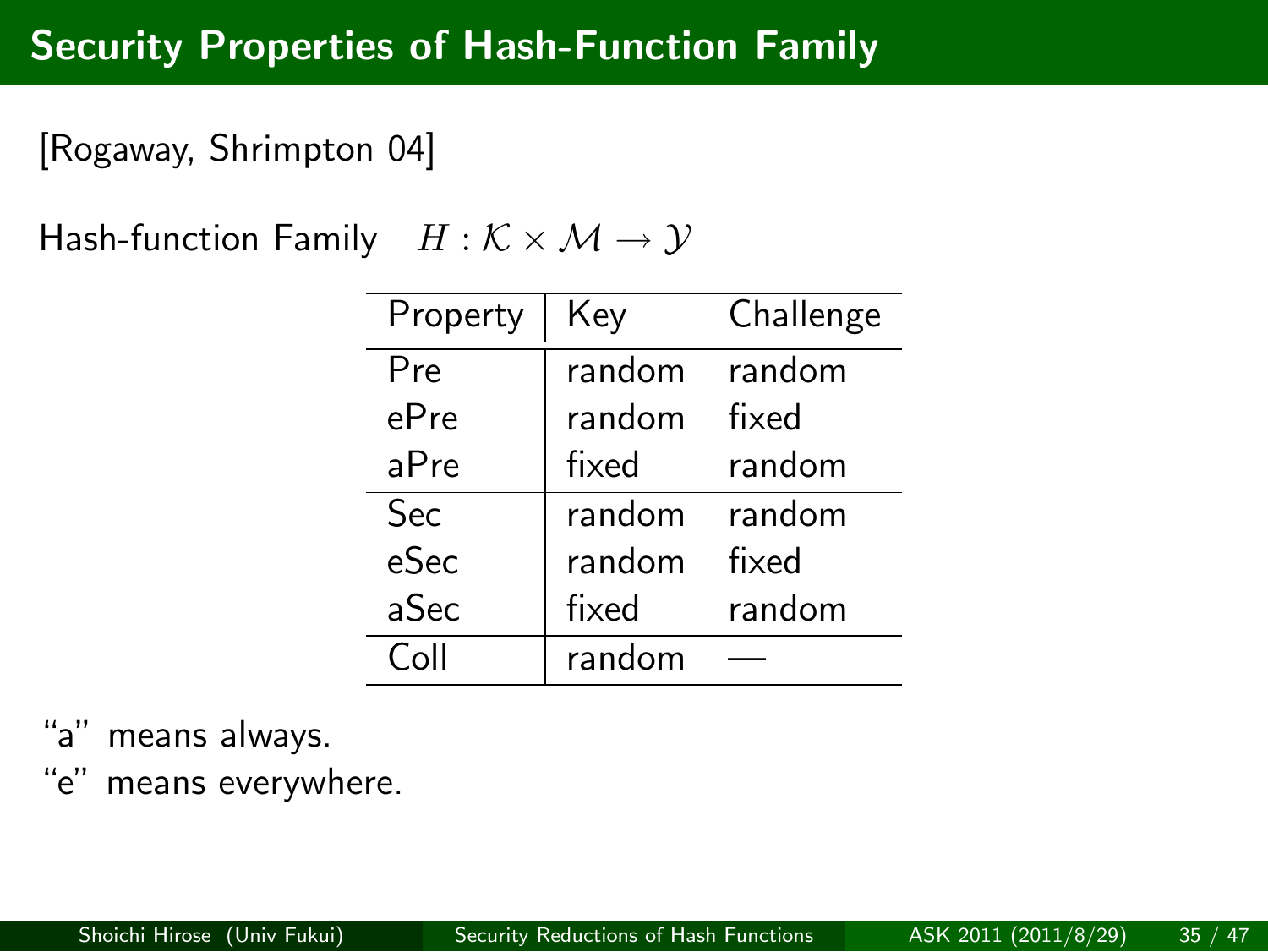# Security Properties of Hash-Function Family

[Rogaway, Shrimpton 04]

Hash-function Family $H : \mathcal{K} \times \mathcal{M} \rightarrow \mathcal{Y}$

| Property | Key | Challenge |
|---|---|---|
| Pre | random | random |
| ePre | random | fixed |
| aPre | fixed | random |
| Sec | random | random |
| eSec | random | fixed |
| aSec | fixed | random |
| Coll | random | — |

"a" means always.
"e" means everywhere.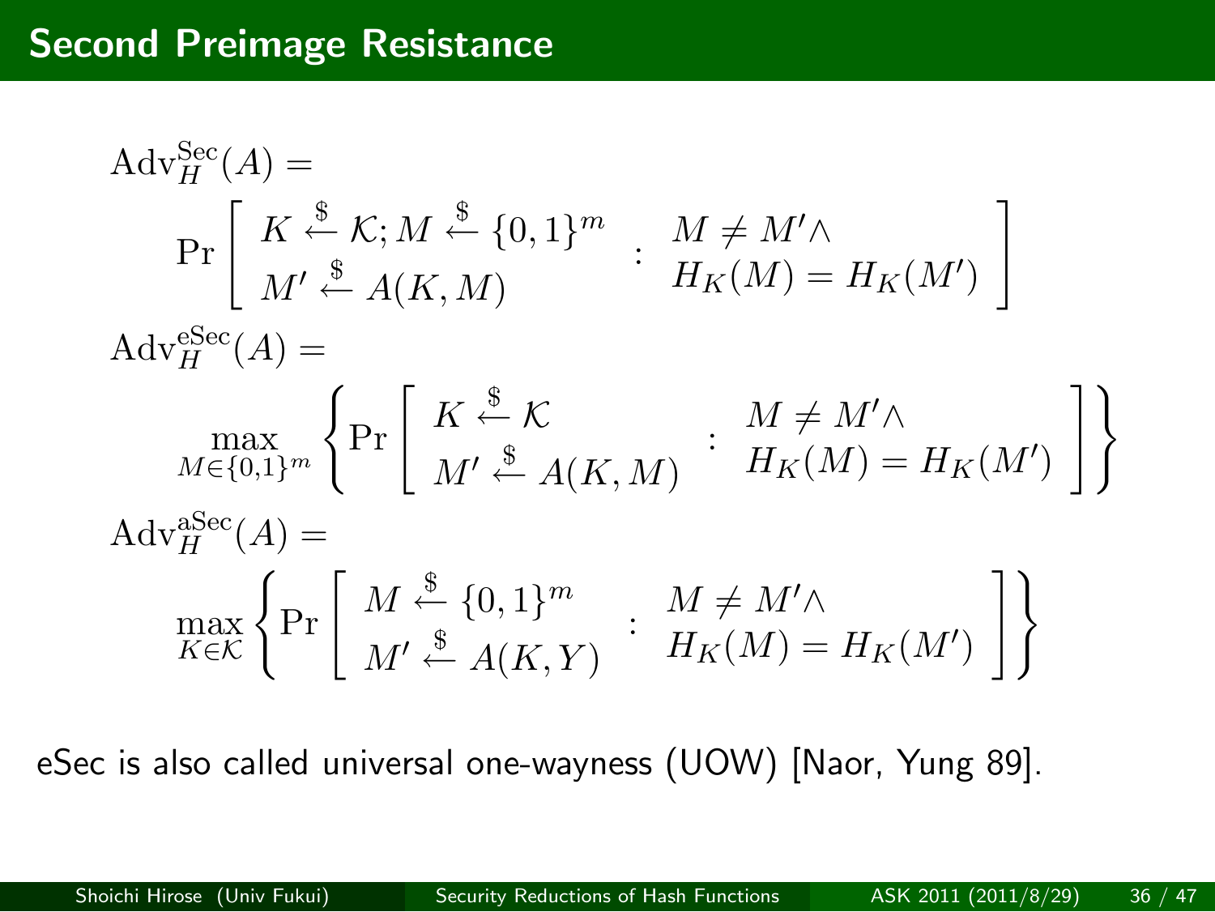# Second Preimage Resistance

$$
\mathrm{Adv}_H^{\mathrm{Sec}}(A) = \Pr\left[ \begin{array}{l} K \xleftarrow{\$} \mathcal{K}; M \xleftarrow{\$} \{0,1\}^m \\ M' \xleftarrow{\$} A(K, M) \end{array} : \begin{array}{l} M \neq M' \wedge \\ H_K(M) = H_K(M') \end{array} \right]
$$

$$
\mathrm{Adv}_H^{\mathrm{eSec}}(A) = \max_{M \in \{0,1\}^m} \left\{ \Pr\left[ \begin{array}{l} K \xleftarrow{\$} \mathcal{K} \\ M' \xleftarrow{\$} A(K, M) \end{array} : \begin{array}{l} M \neq M' \wedge \\ H_K(M) = H_K(M') \end{array} \right] \right\}
$$

$$
\mathrm{Adv}_H^{\mathrm{aSec}}(A) = \max_{K \in \mathcal{K}} \left\{ \Pr\left[ \begin{array}{l} M \xleftarrow{\$} \{0,1\}^m \\ M' \xleftarrow{\$} A(K, Y) \end{array} : \begin{array}{l} M \neq M' \wedge \\ H_K(M) = H_K(M') \end{array} \right] \right\}
$$

eSec is also called universal one-wayness (UOW) [Naor, Yung 89].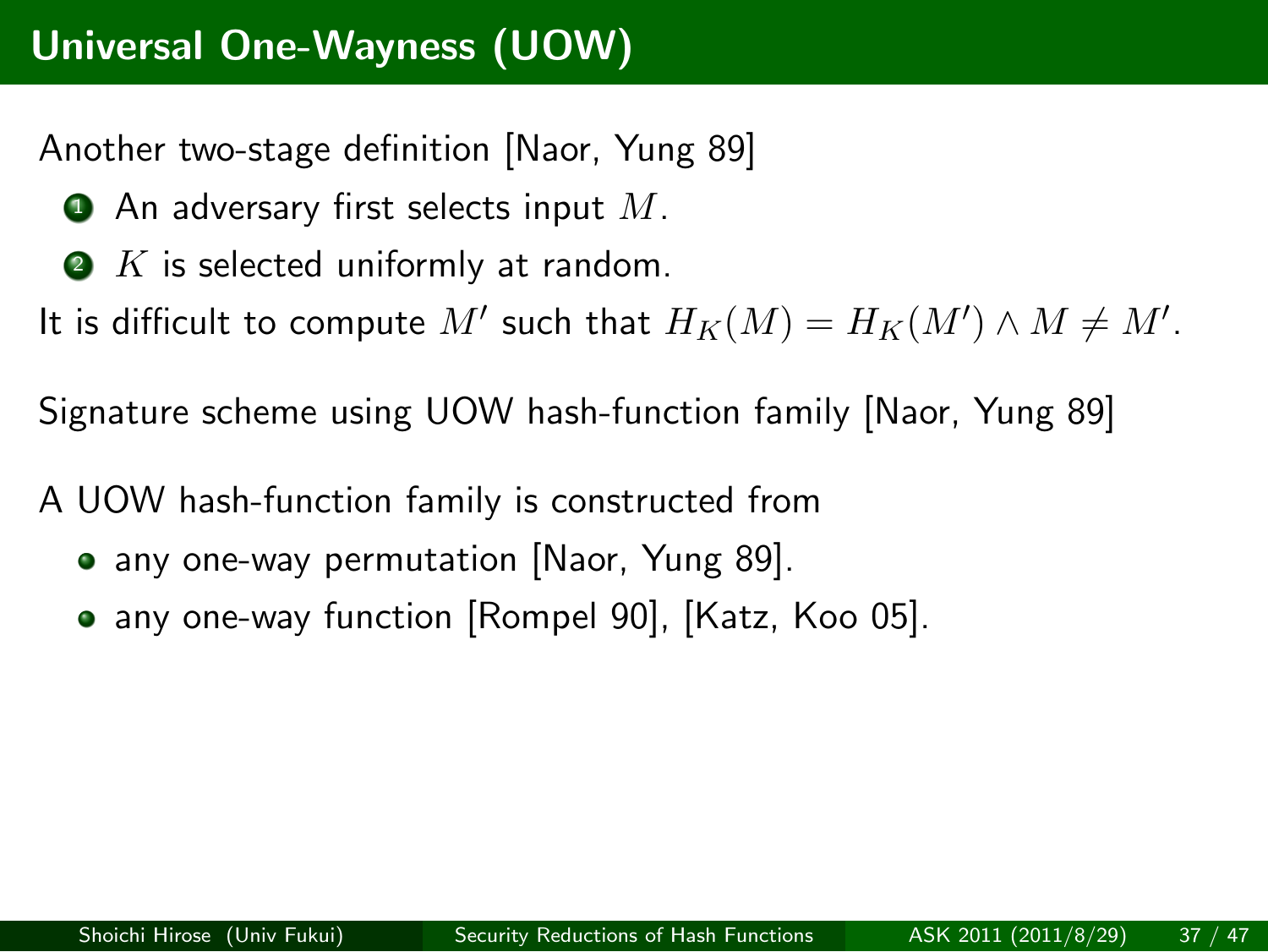# Universal One-Wayness (UOW)

Another two-stage definition [Naor, Yung 89]

1. An adversary first selects input $M$.
2. $K$ is selected uniformly at random.

It is difficult to compute $M'$ such that $H_K(M) = H_K(M') \wedge M \neq M'$.

Signature scheme using UOW hash-function family [Naor, Yung 89]

A UOW hash-function family is constructed from

- any one-way permutation [Naor, Yung 89].
- any one-way function [Rompel 90], [Katz, Koo 05].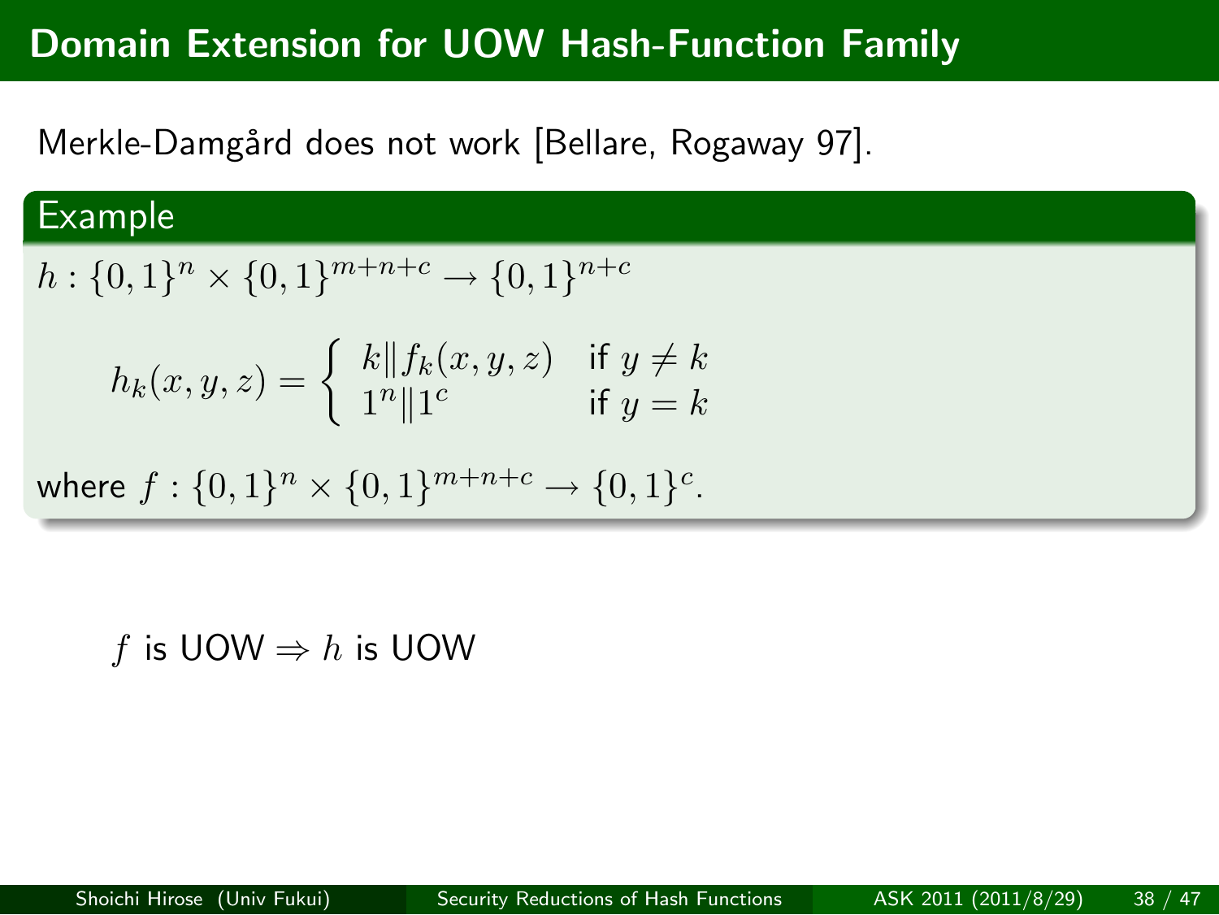# Domain Extension for UOW Hash-Function Family

Merkle-Damgård does not work [Bellare, Rogaway 97].

**Example**

$h : \{0,1\}^n \times \{0,1\}^{m+n+c} \rightarrow \{0,1\}^{n+c}$

$$h_k(x, y, z) = \begin{cases} k \| f_k(x, y, z) & \text{if } y \neq k \\ 1^n \| 1^c & \text{if } y = k \end{cases}$$

where $f : \{0,1\}^n \times \{0,1\}^{m+n+c} \rightarrow \{0,1\}^c$.

$f$ is UOW $\Rightarrow$ $h$ is UOW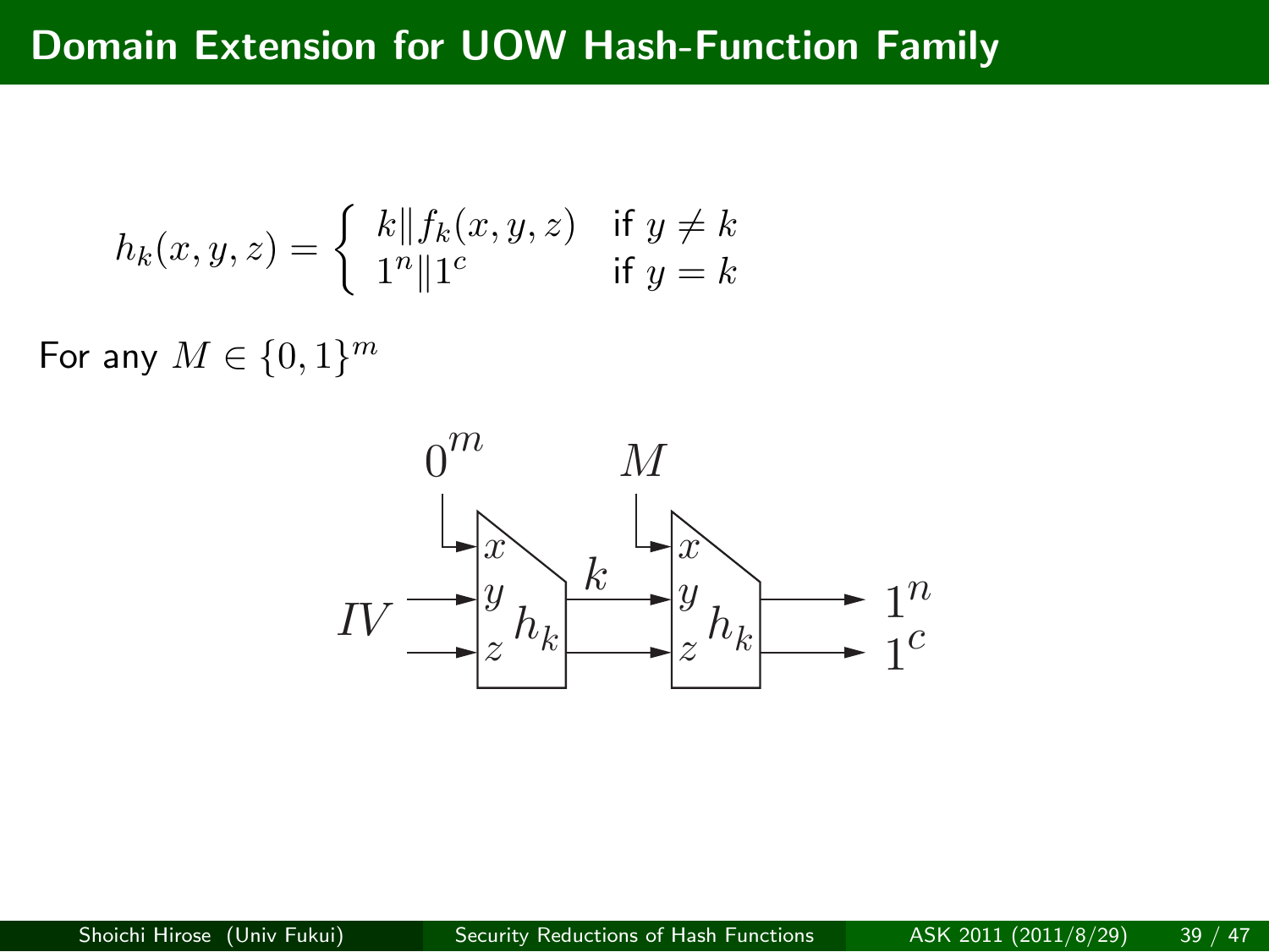# Domain Extension for UOW Hash-Function Family

$$h_k(x, y, z) = \begin{cases} k \| f_k(x, y, z) & \text{if } y \neq k \\ 1^n \| 1^c & \text{if } y = k \end{cases}$$

For any $M \in \{0, 1\}^m$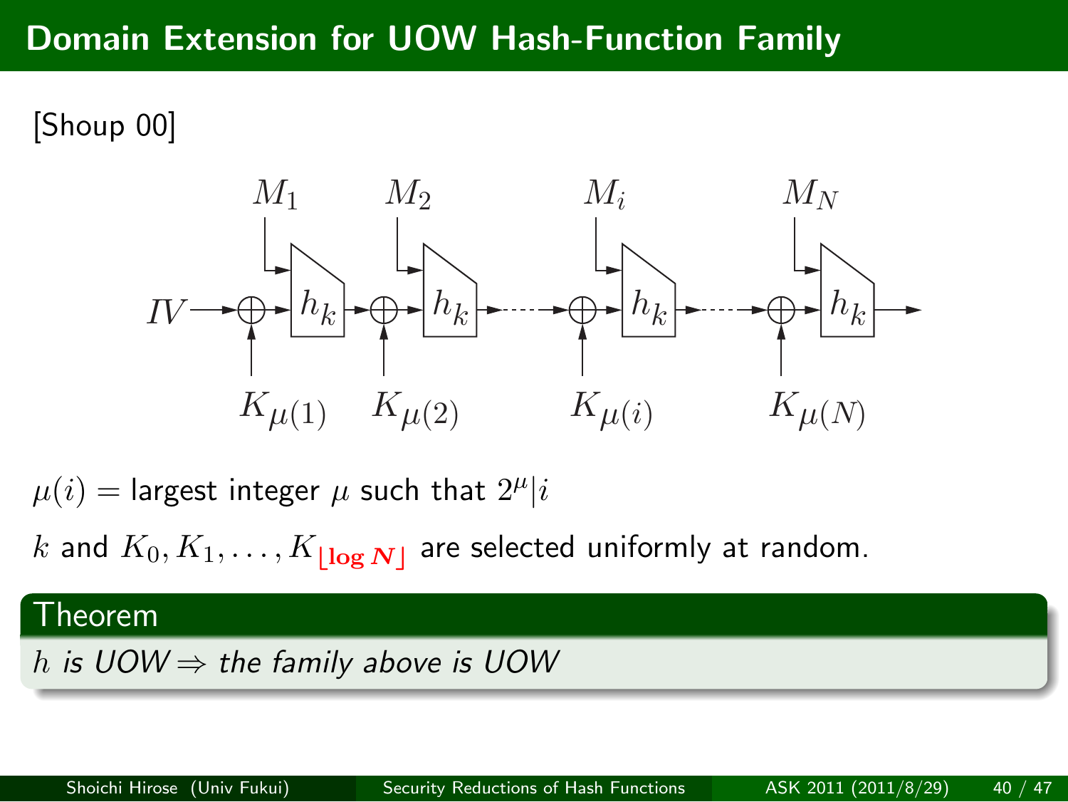# Domain Extension for UOW Hash-Function Family

[Shoup 00]

$M_1$ $M_2$ $M_i$ $M_N$

$IV$ → ⊕ → $h_k$ → ⊕ → $h_k$ → ⋯ → ⊕ → $h_k$ → ⋯ → ⊕ → $h_k$ →

$K_{\mu(1)}$ $K_{\mu(2)}$ $K_{\mu(i)}$ $K_{\mu(N)}$

$\mu(i) =$ largest integer $\mu$ such that $2^{\mu} | i$

$k$ and $K_0, K_1, \ldots, K_{\lfloor \log N \rfloor}$ are selected uniformly at random.

**Theorem**

*$h$ is UOW $\Rightarrow$ the family above is UOW*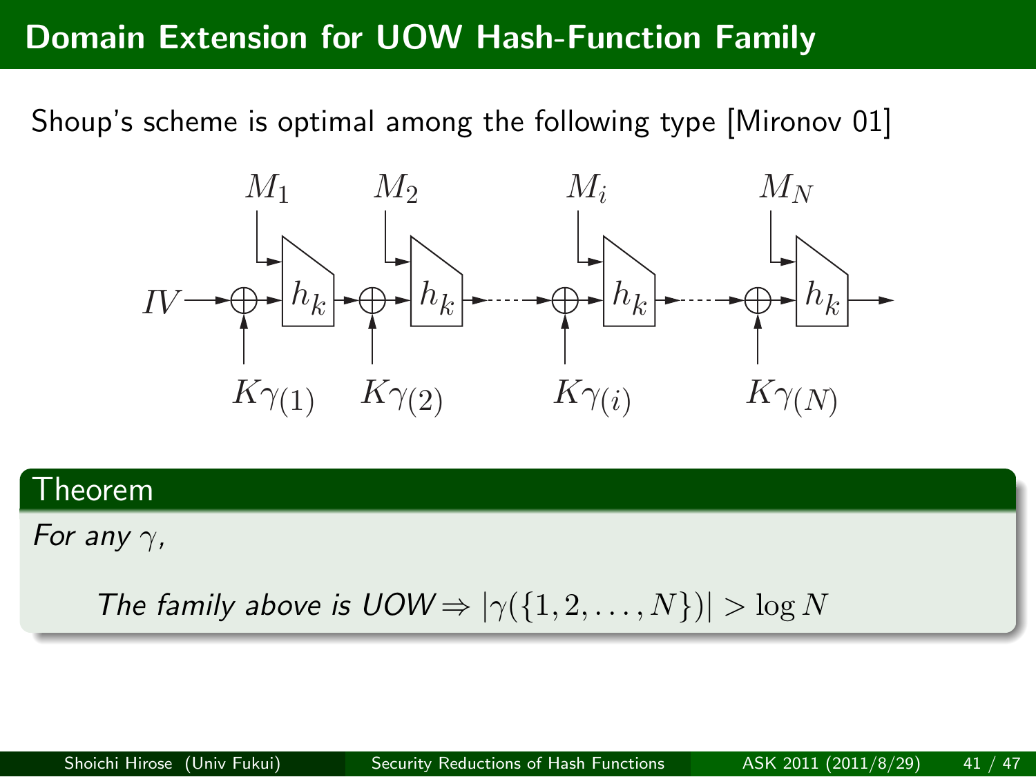# Domain Extension for UOW Hash-Function Family

Shoup's scheme is optimal among the following type [Mironov 01]

## Theorem

*For any* $\gamma$*,*

$$\text{The family above is UOW} \Rightarrow |\gamma(\{1, 2, \ldots, N\})| > \log N$$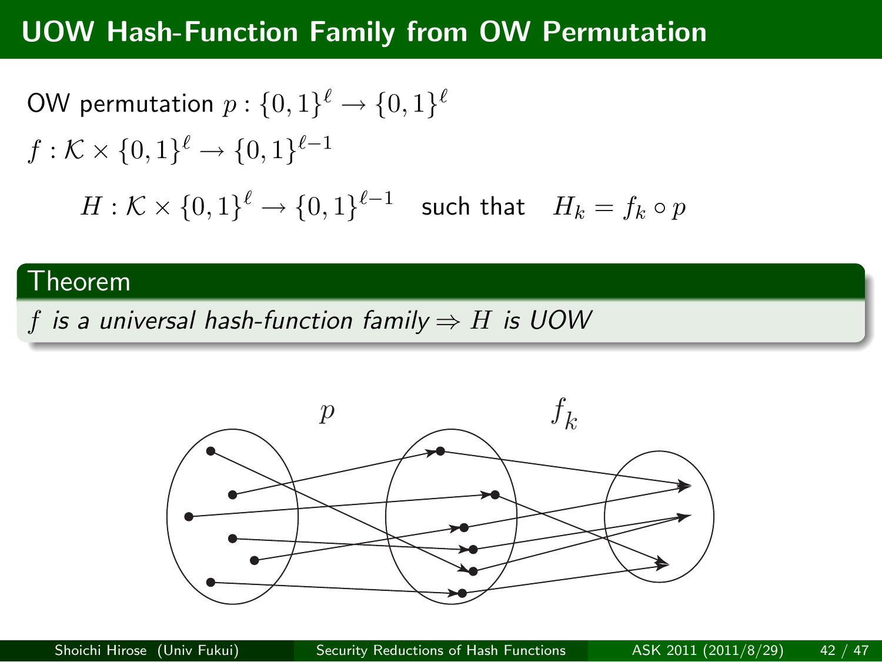# UOW Hash-Function Family from OW Permutation

OW permutation $p : \{0,1\}^\ell \to \{0,1\}^\ell$

$f : \mathcal{K} \times \{0,1\}^\ell \to \{0,1\}^{\ell-1}$

$$H : \mathcal{K} \times \{0,1\}^\ell \to \{0,1\}^{\ell-1} \quad \text{such that} \quad H_k = f_k \circ p$$

**Theorem**

*$f$ is a universal hash-function family $\Rightarrow$ $H$ is UOW*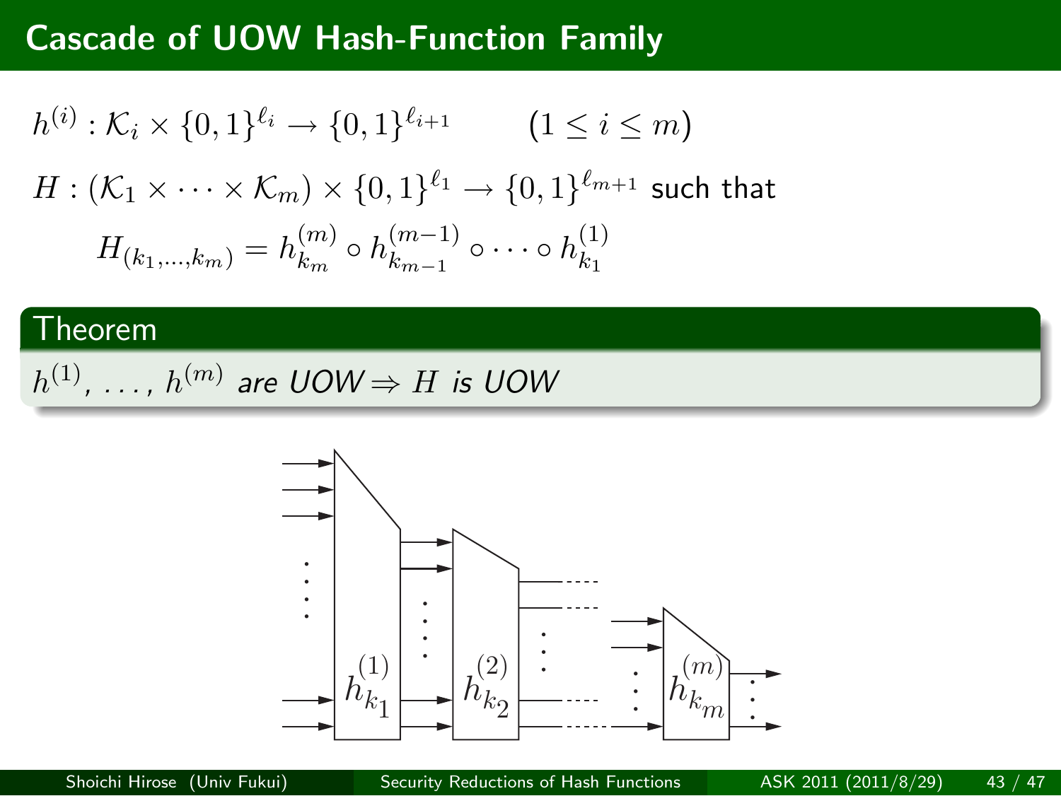# Cascade of UOW Hash-Function Family

$$h^{(i)} : \mathcal{K}_i \times \{0,1\}^{\ell_i} \to \{0,1\}^{\ell_{i+1}} \qquad (1 \le i \le m)$$

$H : (\mathcal{K}_1 \times \cdots \times \mathcal{K}_m) \times \{0,1\}^{\ell_1} \to \{0,1\}^{\ell_{m+1}}$ such that

$$H_{(k_1,\ldots,k_m)} = h^{(m)}_{k_m} \circ h^{(m-1)}_{k_{m-1}} \circ \cdots \circ h^{(1)}_{k_1}$$

**Theorem**

*$h^{(1)}$, ..., $h^{(m)}$ are UOW $\Rightarrow$ $H$ is UOW*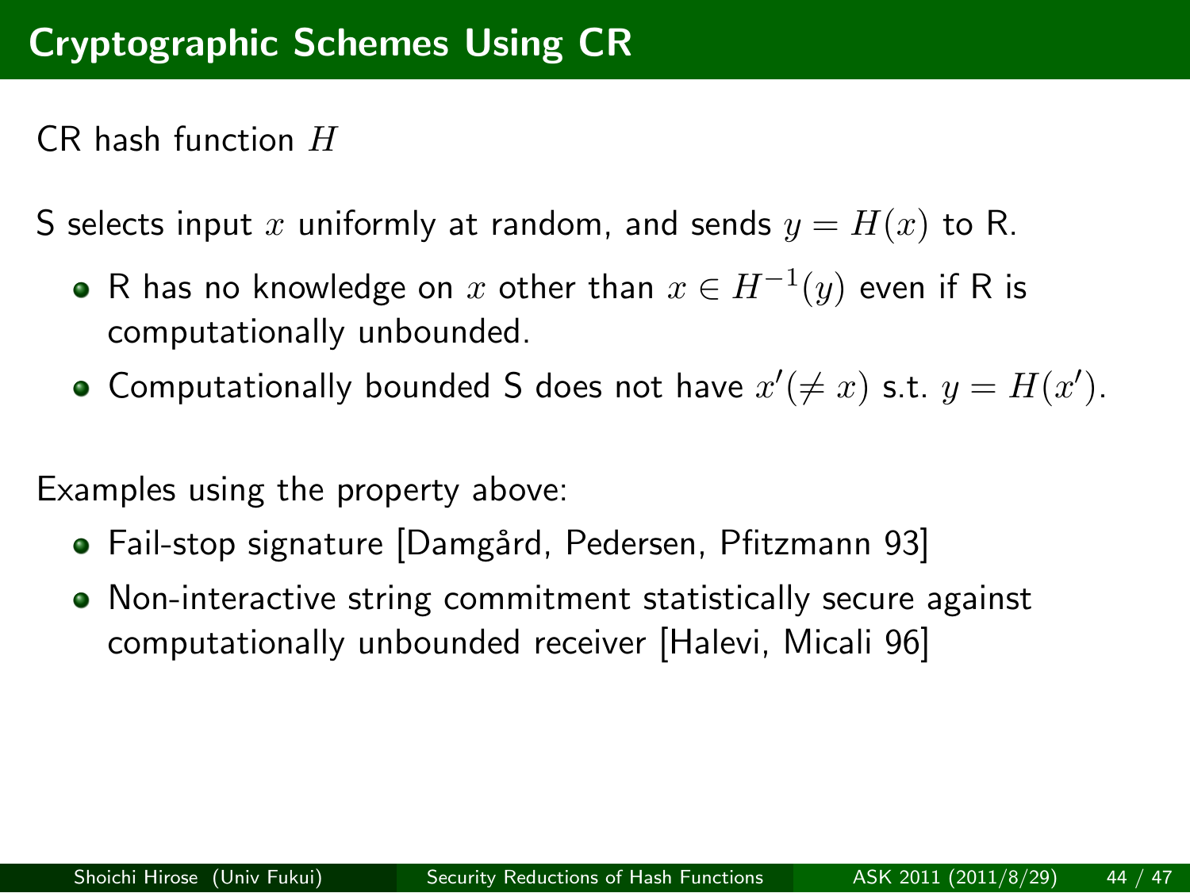# Cryptographic Schemes Using CR

CR hash function $H$

S selects input $x$ uniformly at random, and sends $y = H(x)$ to R.

- R has no knowledge on $x$ other than $x \in H^{-1}(y)$ even if R is computationally unbounded.
- Computationally bounded S does not have $x'(\neq x)$ s.t. $y = H(x')$.

Examples using the property above:

- Fail-stop signature [Damgård, Pedersen, Pfitzmann 93]
- Non-interactive string commitment statistically secure against computationally unbounded receiver [Halevi, Micali 96]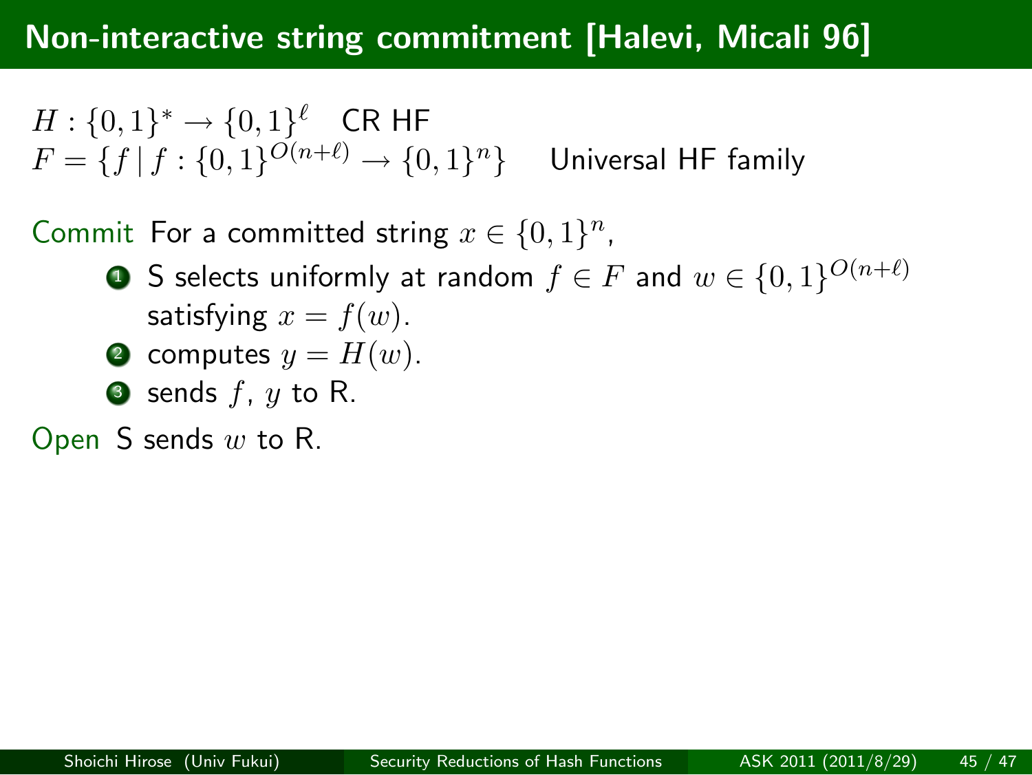# Non-interactive string commitment [Halevi, Micali 96]

$H : \{0,1\}^* \to \{0,1\}^\ell$ CR HF
$F = \{f \mid f : \{0,1\}^{O(n+\ell)} \to \{0,1\}^n\}$ Universal HF family

Commit For a committed string $x \in \{0,1\}^n$,

1. S selects uniformly at random $f \in F$ and $w \in \{0,1\}^{O(n+\ell)}$ satisfying $x = f(w)$.
2. computes $y = H(w)$.
3. sends $f$, $y$ to R.

Open S sends $w$ to R.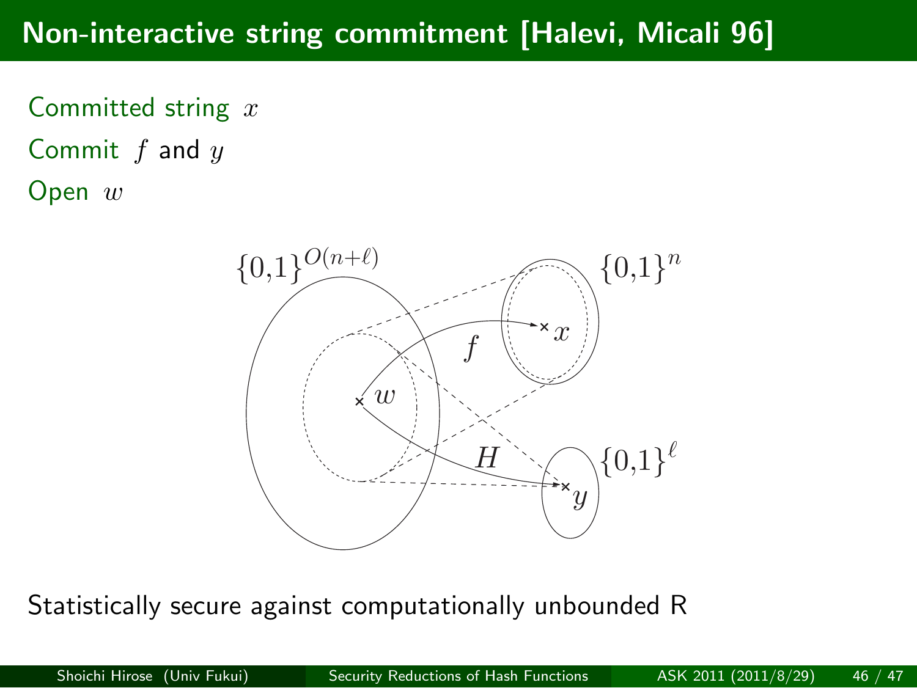# Non-interactive string commitment [Halevi, Micali 96]

Committed string $x$

Commit $f$ and $y$

Open $w$

Statistically secure against computationally unbounded R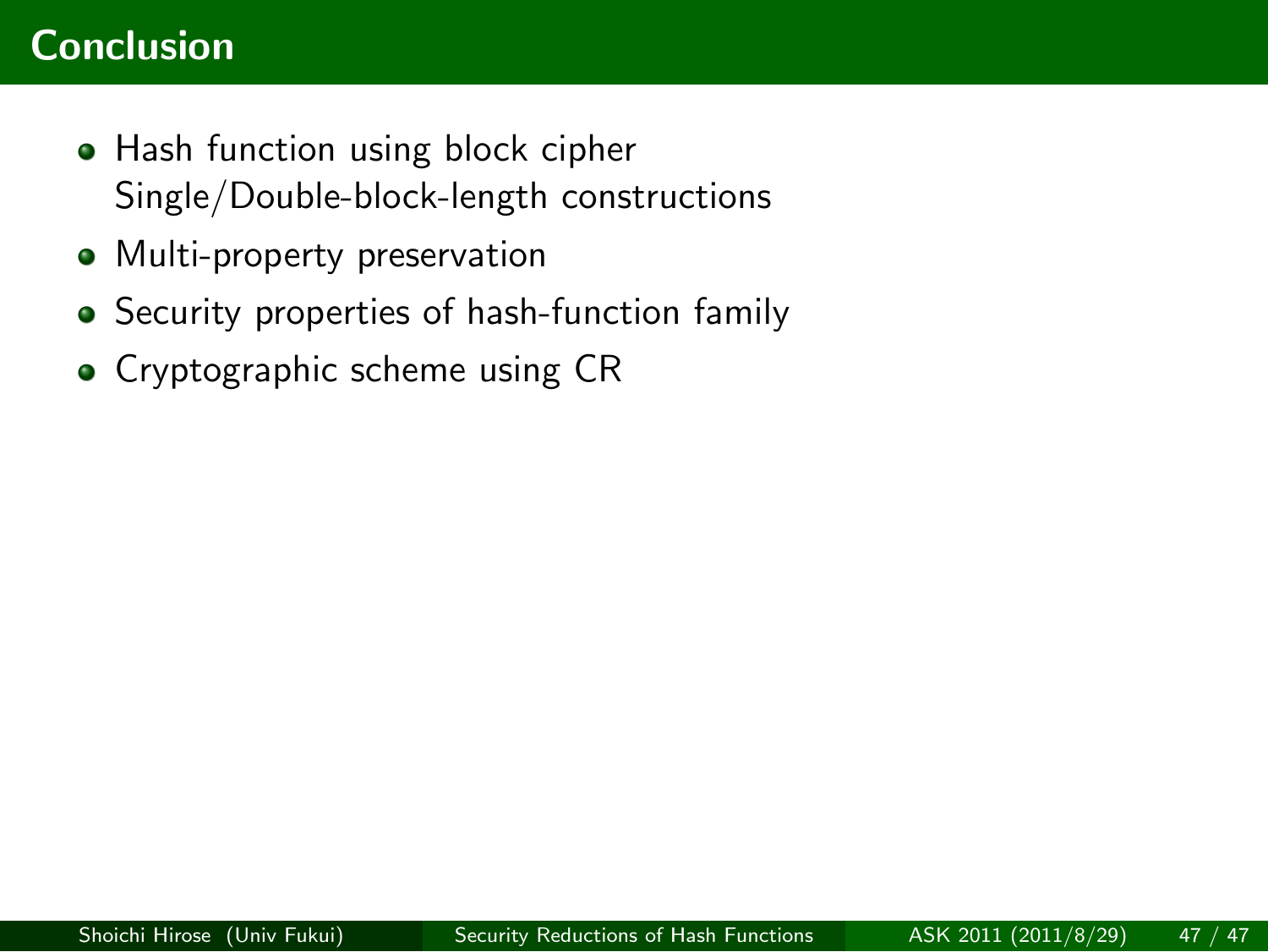# Conclusion

- Hash function using block cipher
  Single/Double-block-length constructions
- Multi-property preservation
- Security properties of hash-function family
- Cryptographic scheme using CR